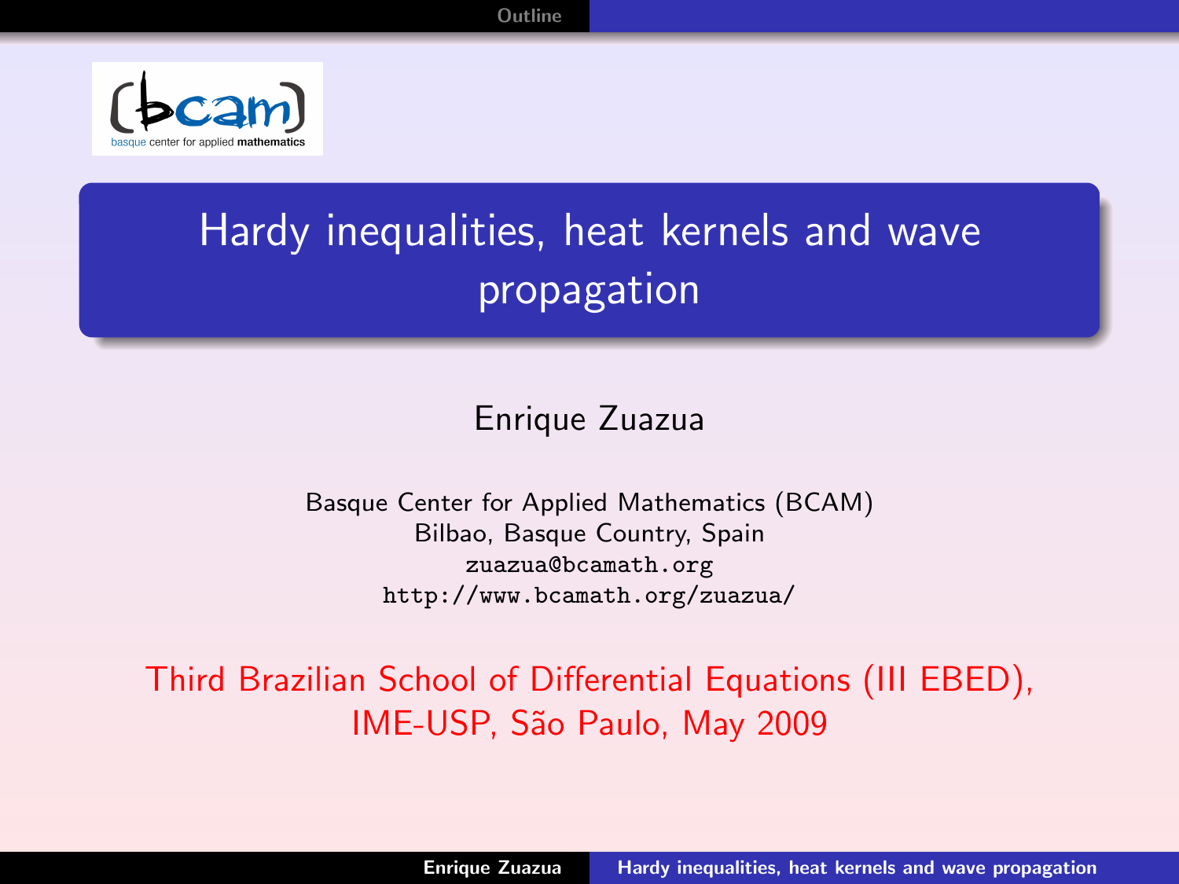# Hardy inequalities, heat kernels and wave propagation

Enrique Zuazua

Basque Center for Applied Mathematics (BCAM)
Bilbao, Basque Country, Spain
zuazua@bcamath.org
http://www.bcamath.org/zuazua/

Third Brazilian School of Differential Equations (III EBED),
IME-USP, São Paulo, May 2009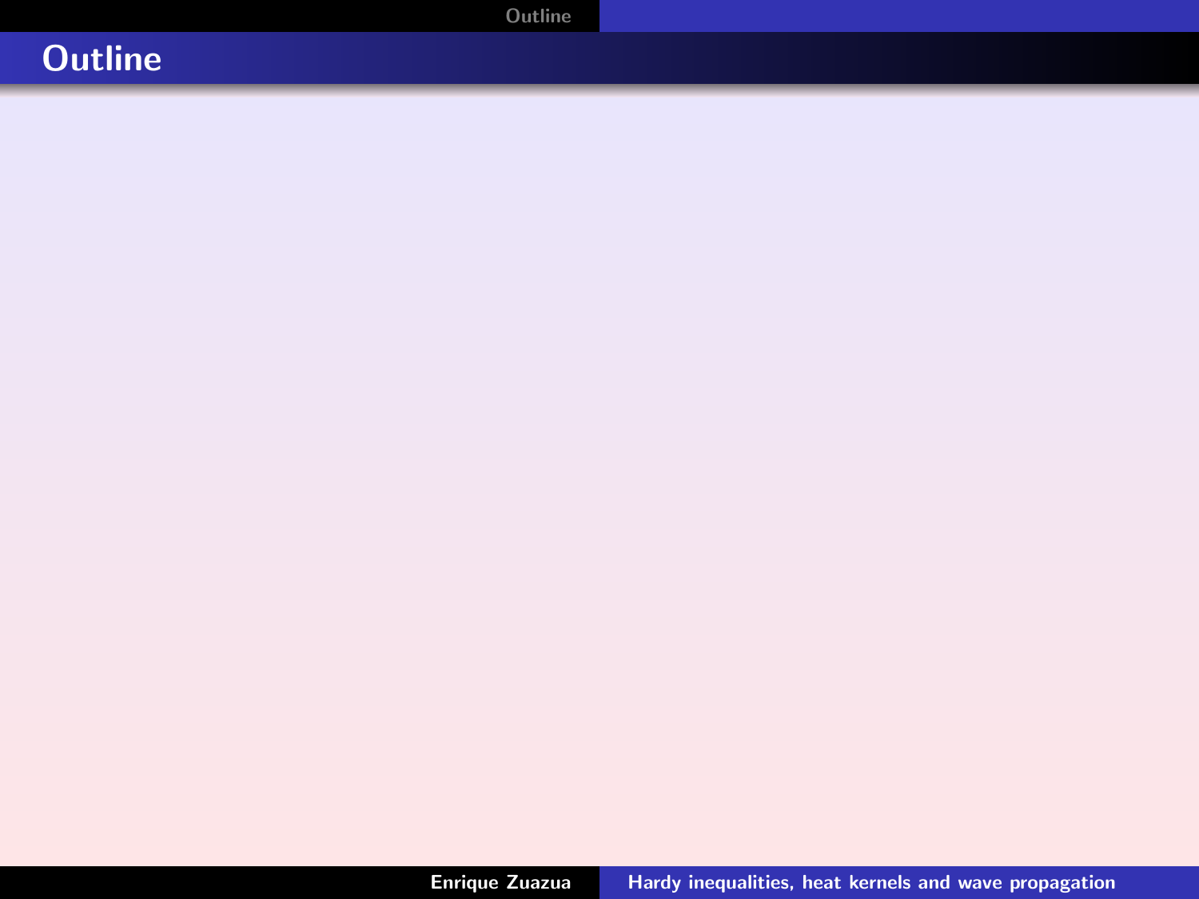# Outline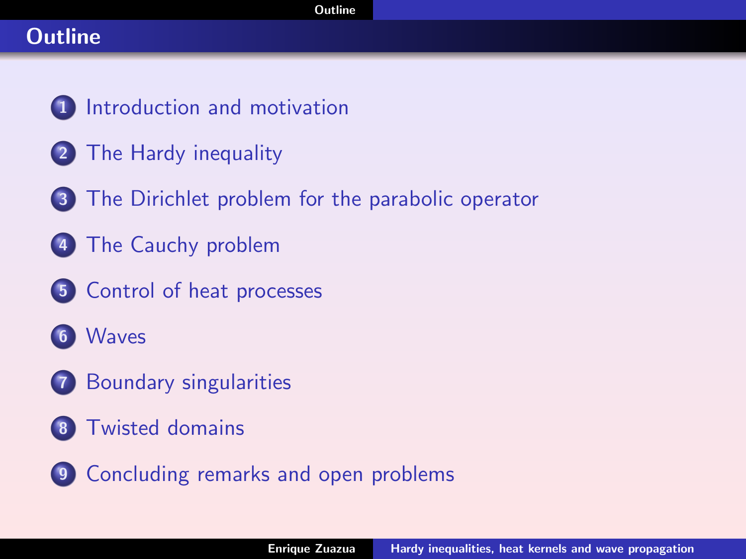# Outline

1. Introduction and motivation
2. The Hardy inequality
3. The Dirichlet problem for the parabolic operator
4. The Cauchy problem
5. Control of heat processes
6. Waves
7. Boundary singularities
8. Twisted domains
9. Concluding remarks and open problems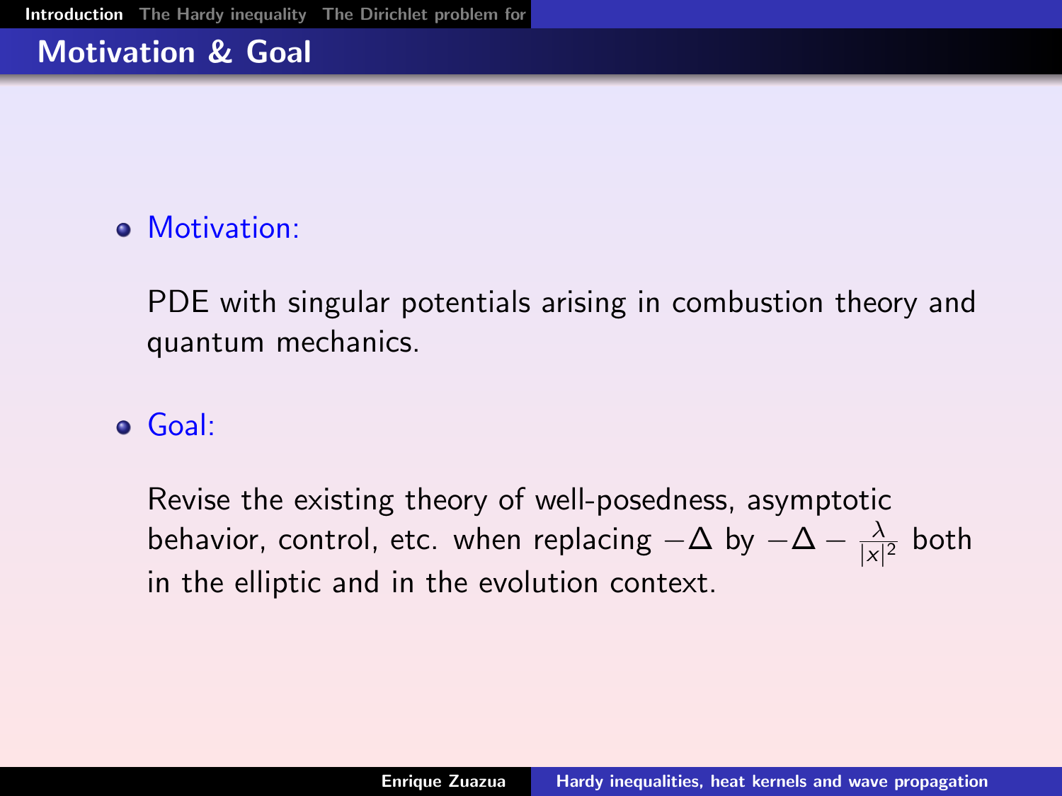## Motivation & Goal

- Motivation:

  PDE with singular potentials arising in combustion theory and quantum mechanics.

- Goal:

  Revise the existing theory of well-posedness, asymptotic behavior, control, etc. when replacing $-\Delta$ by $-\Delta - \frac{\lambda}{|x|^2}$ both in the elliptic and in the evolution context.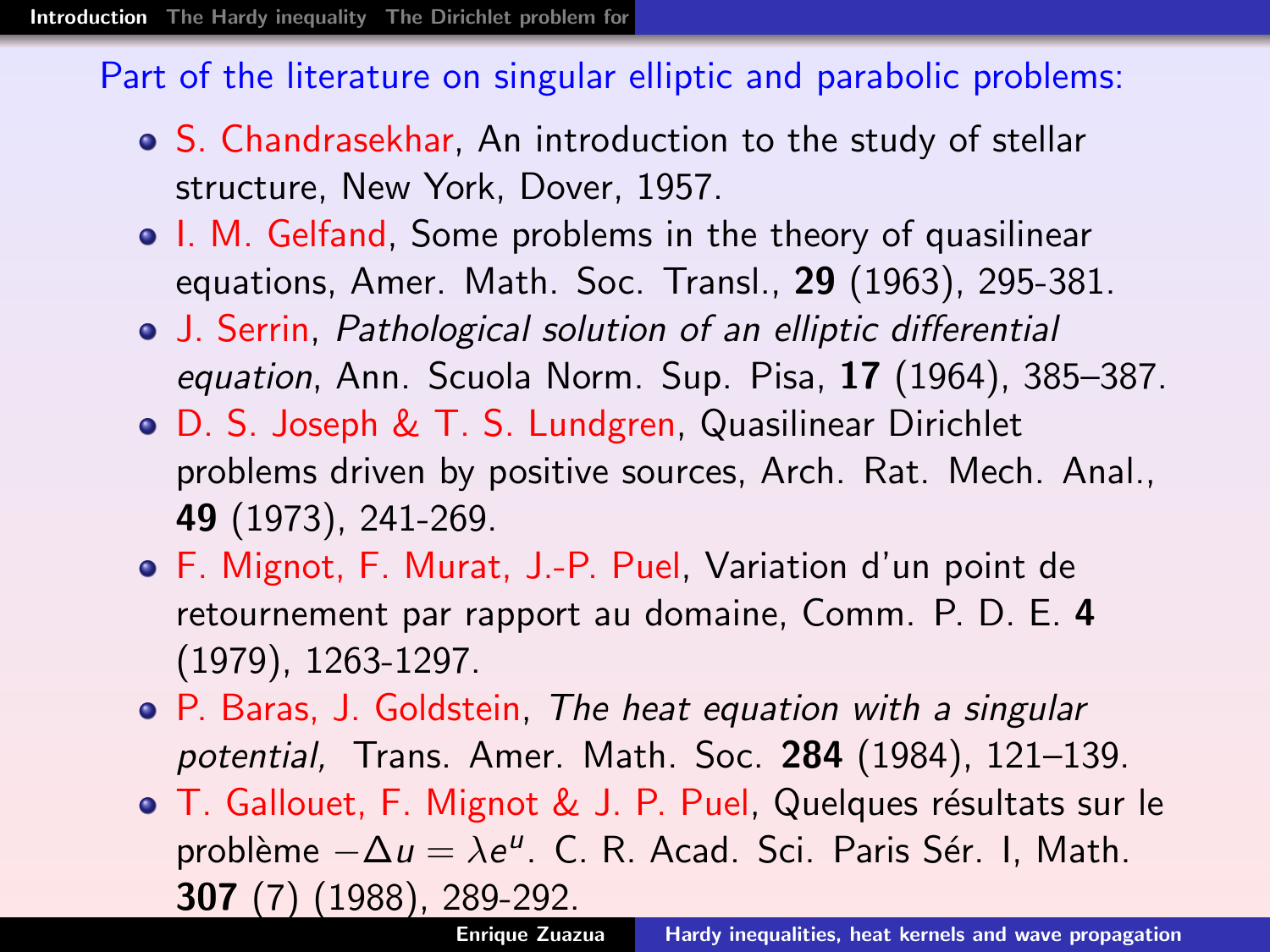Part of the literature on singular elliptic and parabolic problems:

- S. Chandrasekhar, An introduction to the study of stellar structure, New York, Dover, 1957.
- I. M. Gelfand, Some problems in the theory of quasilinear equations, Amer. Math. Soc. Transl., **29** (1963), 295-381.
- J. Serrin, *Pathological solution of an elliptic differential equation*, Ann. Scuola Norm. Sup. Pisa, **17** (1964), 385–387.
- D. S. Joseph & T. S. Lundgren, Quasilinear Dirichlet problems driven by positive sources, Arch. Rat. Mech. Anal., **49** (1973), 241-269.
- F. Mignot, F. Murat, J.-P. Puel, Variation d'un point de retournement par rapport au domaine, Comm. P. D. E. **4** (1979), 1263-1297.
- P. Baras, J. Goldstein, *The heat equation with a singular potential,* Trans. Amer. Math. Soc. **284** (1984), 121–139.
- T. Gallouet, F. Mignot & J. P. Puel, Quelques résultats sur le problème $-\Delta u = \lambda e^u$. C. R. Acad. Sci. Paris Sér. I, Math. **307** (7) (1988), 289-292.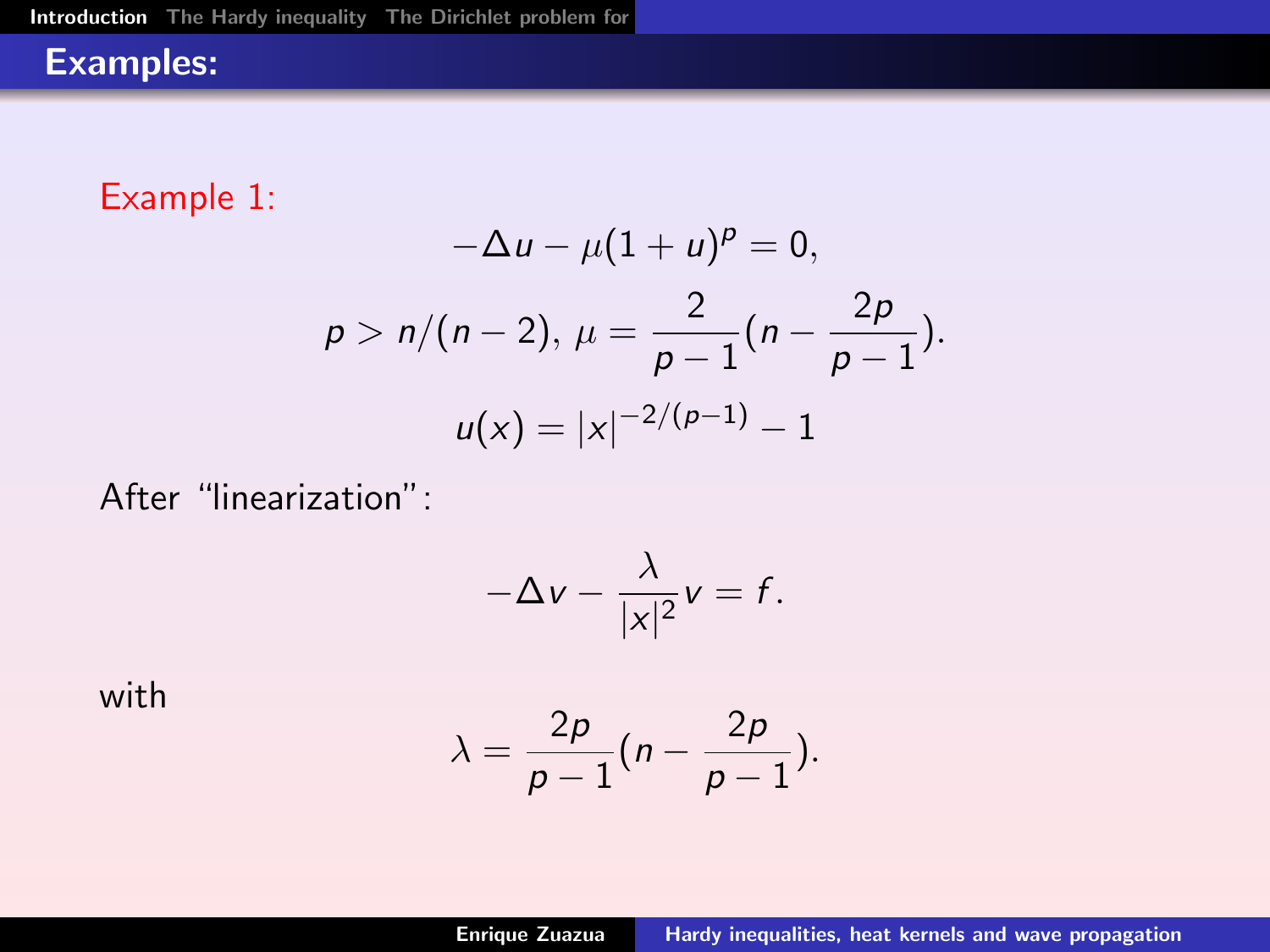## Examples:

Example 1:

$$-\Delta u - \mu(1+u)^p = 0,$$

$$p > n/(n-2),\ \mu = \frac{2}{p-1}(n - \frac{2p}{p-1}).$$

$$u(x) = |x|^{-2/(p-1)} - 1$$

After "linearization":

$$-\Delta v - \frac{\lambda}{|x|^2} v = f.$$

with

$$\lambda = \frac{2p}{p-1}(n - \frac{2p}{p-1}).$$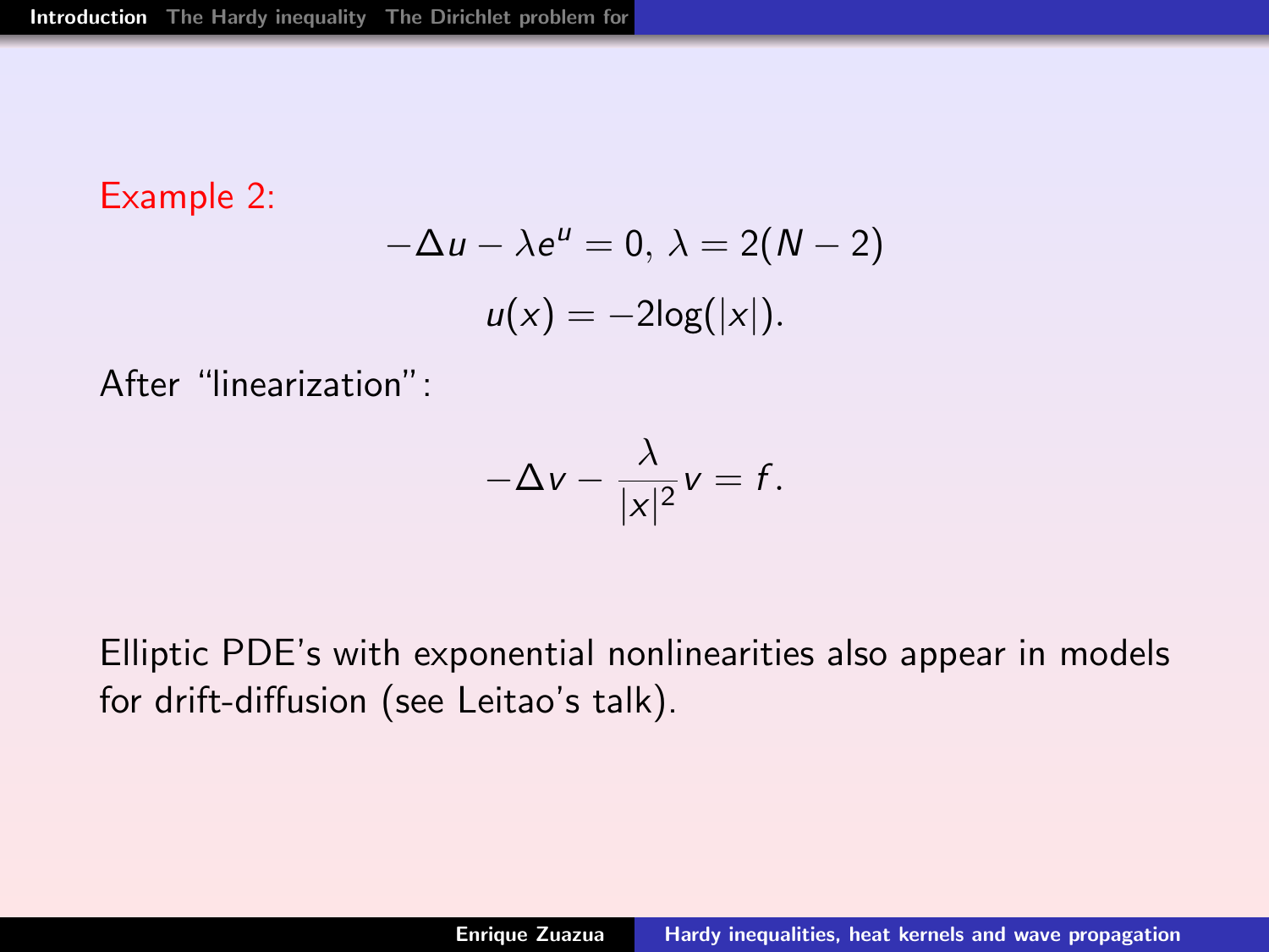Example 2:

$$-\Delta u - \lambda e^u = 0, \; \lambda = 2(N-2)$$

$$u(x) = -2\log(|x|).$$

After "linearization":

$$-\Delta v - \frac{\lambda}{|x|^2} v = f.$$

Elliptic PDE's with exponential nonlinearities also appear in models for drift-diffusion (see Leitao's talk).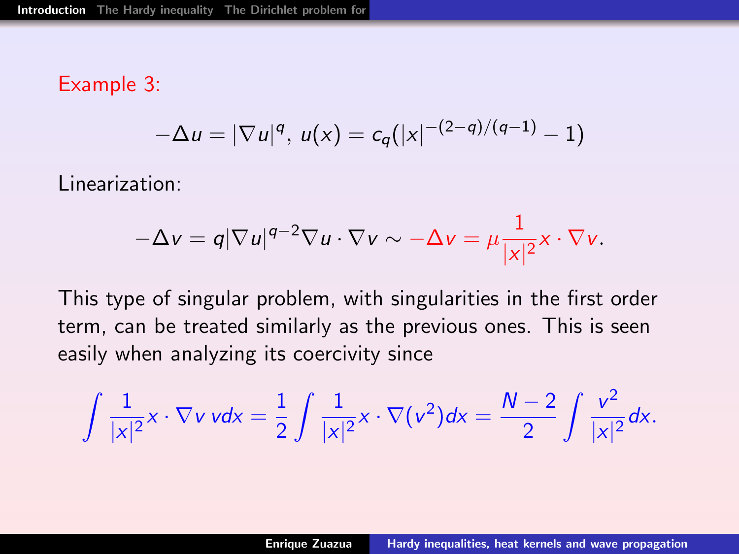Example 3:

$$-\Delta u = |\nabla u|^q, \; u(x) = c_q(|x|^{-(2-q)/(q-1)} - 1)$$

Linearization:

$$-\Delta v = q|\nabla u|^{q-2}\nabla u \cdot \nabla v \sim -\Delta v = \mu \frac{1}{|x|^2} x \cdot \nabla v.$$

This type of singular problem, with singularities in the first order term, can be treated similarly as the previous ones. This is seen easily when analyzing its coercivity since

$$\int \frac{1}{|x|^2} x \cdot \nabla v \, v dx = \frac{1}{2} \int \frac{1}{|x|^2} x \cdot \nabla(v^2) dx = \frac{N-2}{2} \int \frac{v^2}{|x|^2} dx.$$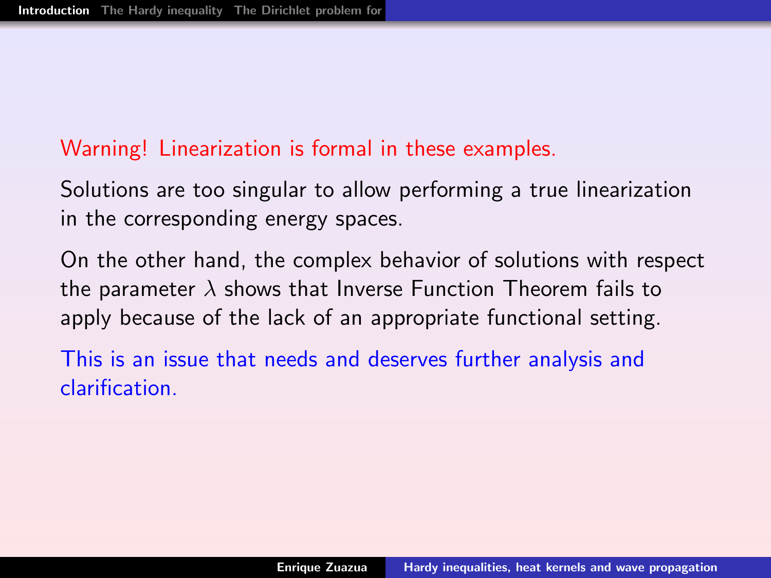Warning! Linearization is formal in these examples.

Solutions are too singular to allow performing a true linearization in the corresponding energy spaces.

On the other hand, the complex behavior of solutions with respect the parameter $\lambda$ shows that Inverse Function Theorem fails to apply because of the lack of an appropriate functional setting.

This is an issue that needs and deserves further analysis and clarification.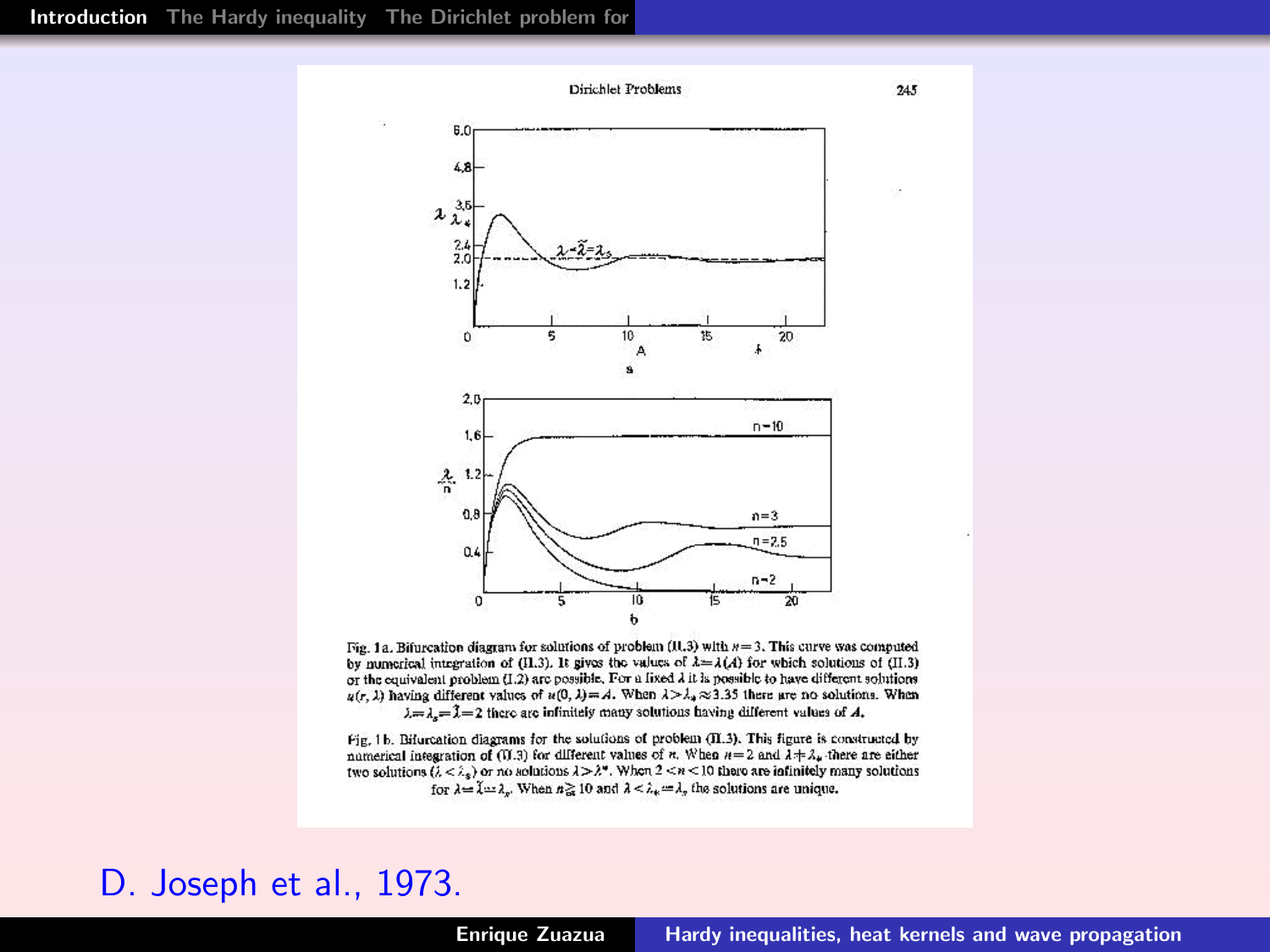Dirichlet Problems

Fig. 1a. Bifurcation diagram for solutions of problem (II.3) with $n=3$. This curve was computed by numerical integration of (II.3). It gives the values of $\lambda=\lambda(A)$ for which solutions of (II.3) or the equivalent problem (I.2) are possible. For a fixed $\lambda$ it is possible to have different solutions $u(r,\lambda)$ having different values of $u(0,\lambda)=A$. When $\lambda>\lambda_* \approx 3.35$ there are no solutions. When $\lambda=\lambda_s=\tilde{\lambda}=2$ there are infinitely many solutions having different values of $A$.

Fig. 1b. Bifurcation diagrams for the solutions of problem (II.3). This figure is constructed by numerical integration of (II.3) for different values of $n$. When $n=2$ and $\lambda \neq \lambda_*$ there are either two solutions ($\lambda<\lambda_s$) or no solutions $\lambda>\lambda^*$. When $2<n<10$ there are infinitely many solutions for $\lambda=\tilde{\lambda}=\lambda_s$. When $n \geq 10$ and $\lambda<\lambda_*=\lambda_s$ the solutions are unique.

D. Joseph et al., 1973.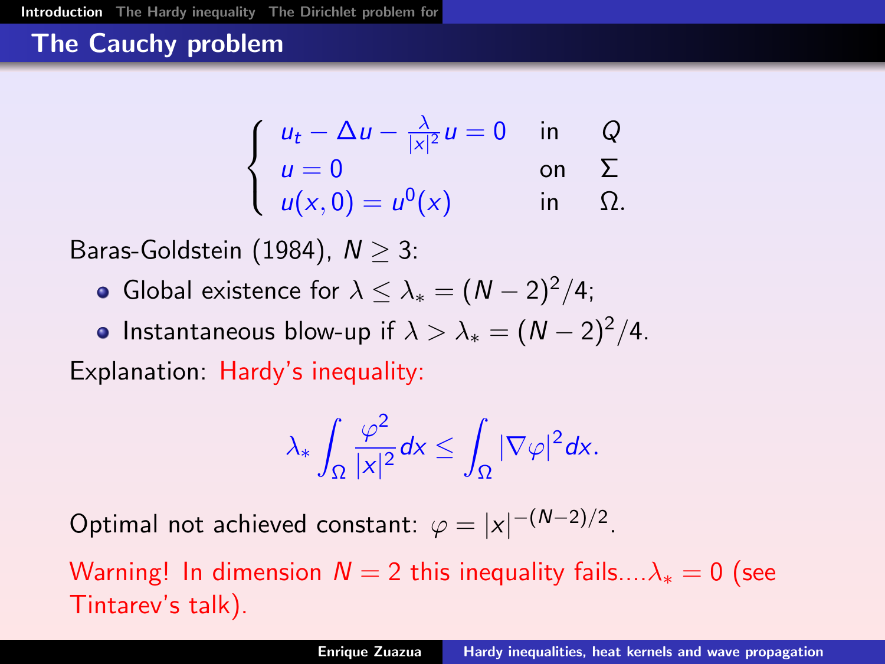# The Cauchy problem

$$\begin{cases} u_t - \Delta u - \frac{\lambda}{|x|^2} u = 0 & \text{in} \quad Q \\ u = 0 & \text{on} \quad \Sigma \\ u(x,0) = u^0(x) & \text{in} \quad \Omega. \end{cases}$$

Baras-Goldstein (1984), $N \geq 3$:

- Global existence for $\lambda \leq \lambda_* = (N-2)^2/4$;
- Instantaneous blow-up if $\lambda > \lambda_* = (N-2)^2/4$.

Explanation: Hardy's inequality:

$$\lambda_* \int_\Omega \frac{\varphi^2}{|x|^2} dx \leq \int_\Omega |\nabla \varphi|^2 dx.$$

Optimal not achieved constant: $\varphi = |x|^{-(N-2)/2}$.

Warning! In dimension $N = 2$ this inequality fails.... $\lambda_* = 0$ (see Tintarev's talk).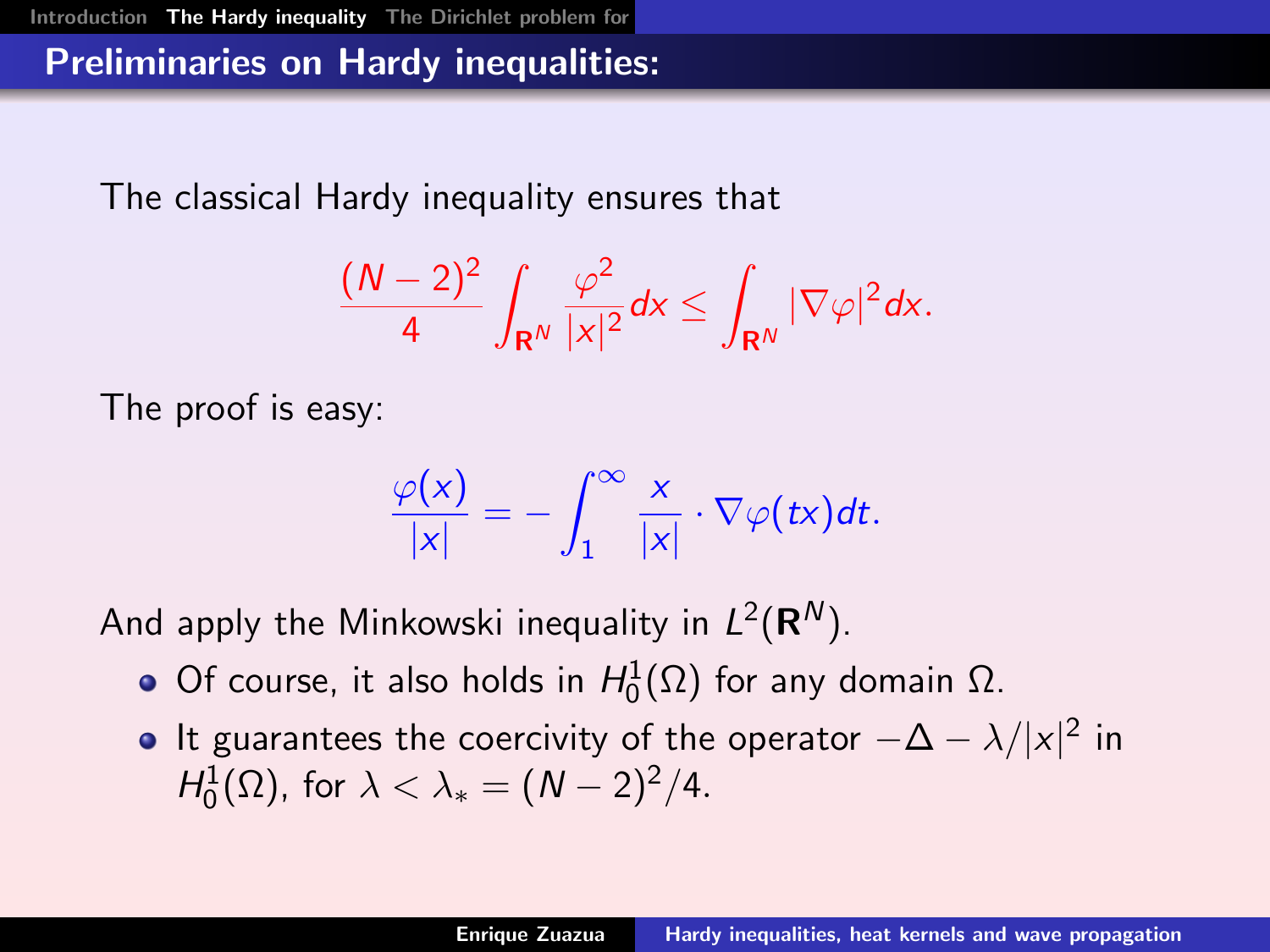## Preliminaries on Hardy inequalities:

The classical Hardy inequality ensures that

$$\frac{(N-2)^2}{4} \int_{\mathbf{R}^N} \frac{\varphi^2}{|x|^2} dx \leq \int_{\mathbf{R}^N} |\nabla \varphi|^2 dx.$$

The proof is easy:

$$\frac{\varphi(x)}{|x|} = -\int_1^\infty \frac{x}{|x|} \cdot \nabla \varphi(tx) dt.$$

And apply the Minkowski inequality in $L^2(\mathbf{R}^N)$.

- Of course, it also holds in $H_0^1(\Omega)$ for any domain $\Omega$.
- It guarantees the coercivity of the operator $-\Delta - \lambda/|x|^2$ in $H_0^1(\Omega)$, for $\lambda < \lambda_* = (N-2)^2/4$.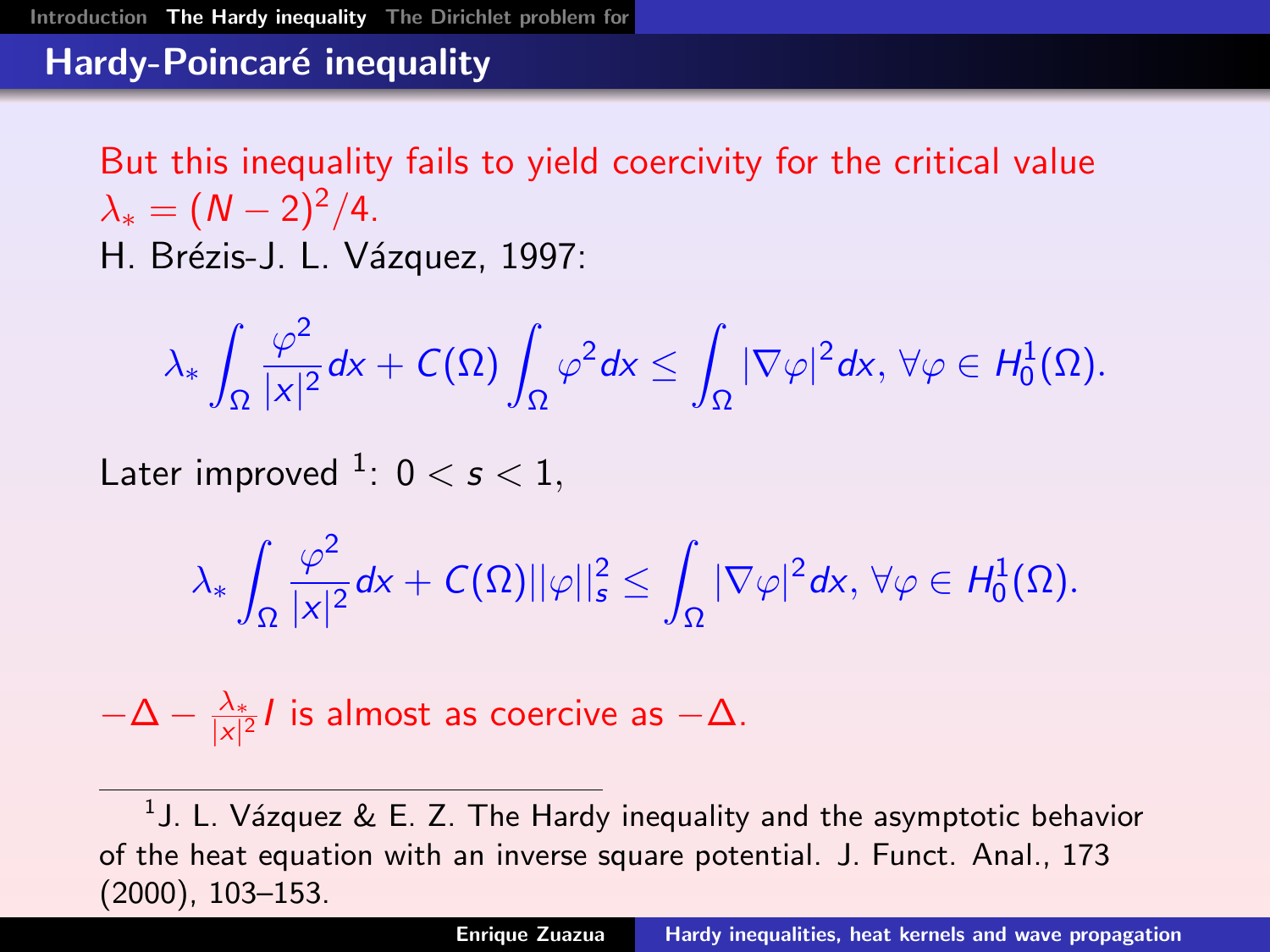## Hardy-Poincaré inequality

But this inequality fails to yield coercivity for the critical value $\lambda_* = (N-2)^2/4$.

H. Brézis-J. L. Vázquez, 1997:

$$\lambda_* \int_\Omega \frac{\varphi^2}{|x|^2} dx + C(\Omega) \int_\Omega \varphi^2 dx \leq \int_\Omega |\nabla \varphi|^2 dx, \; \forall \varphi \in H_0^1(\Omega).$$

Later improved [1]: $0 < s < 1$,

$$\lambda_* \int_\Omega \frac{\varphi^2}{|x|^2} dx + C(\Omega) ||\varphi||_s^2 \leq \int_\Omega |\nabla \varphi|^2 dx, \; \forall \varphi \in H_0^1(\Omega).$$

$-\Delta - \frac{\lambda_*}{|x|^2} I$ is almost as coercive as $-\Delta$.

---

[1] J. L. Vázquez & E. Z. The Hardy inequality and the asymptotic behavior of the heat equation with an inverse square potential. J. Funct. Anal., 173 (2000), 103–153.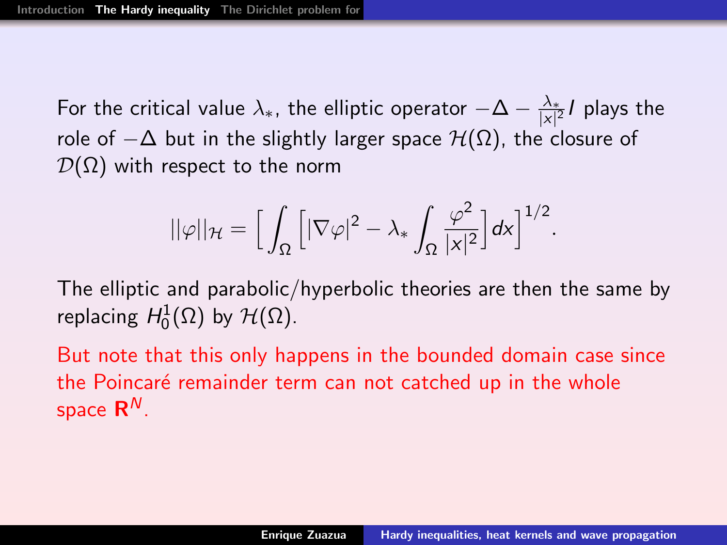For the critical value $\lambda_*$, the elliptic operator $-\Delta - \frac{\lambda_*}{|x|^2} I$ plays the role of $-\Delta$ but in the slightly larger space $\mathcal{H}(\Omega)$, the closure of $\mathcal{D}(\Omega)$ with respect to the norm

$$||\varphi||_{\mathcal{H}} = \Big[ \int_\Omega \Big[ |\nabla \varphi|^2 - \lambda_* \int_\Omega \frac{\varphi^2}{|x|^2} \Big] dx \Big]^{1/2}.$$

The elliptic and parabolic/hyperbolic theories are then the same by replacing $H_0^1(\Omega)$ by $\mathcal{H}(\Omega)$.

But note that this only happens in the bounded domain case since the Poincaré remainder term can not catched up in the whole space $\mathbf{R}^N$.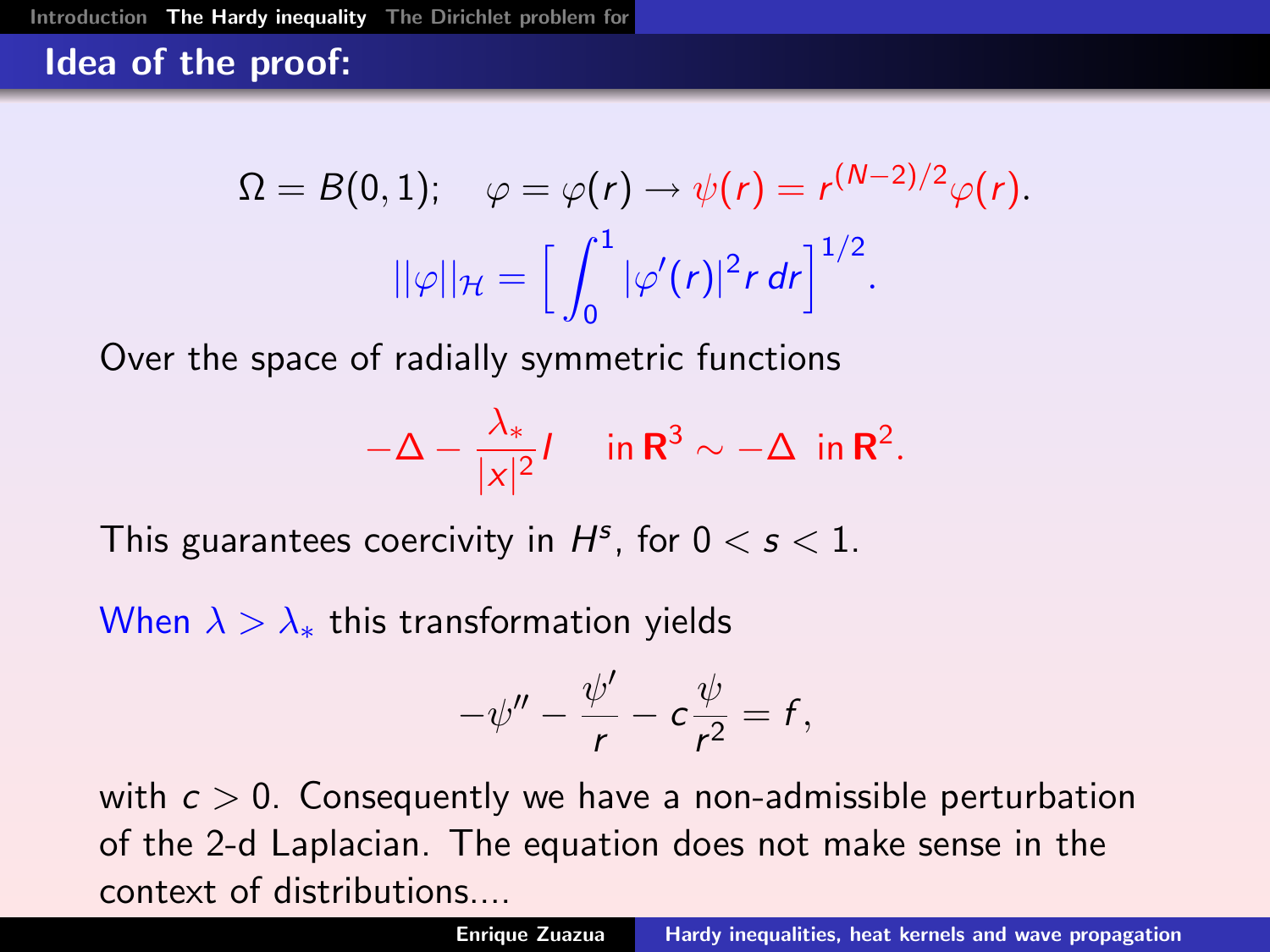## Idea of the proof:

$$\Omega = B(0,1); \quad \varphi = \varphi(r) \to \psi(r) = r^{(N-2)/2}\varphi(r).$$

$$||\varphi||_{\mathcal{H}} = \Big[ \int_0^1 |\varphi'(r)|^2 r \, dr \Big]^{1/2}.$$

Over the space of radially symmetric functions

$$-\Delta - \frac{\lambda_*}{|x|^2} I \quad \text{ in } \mathbf{R}^3 \sim -\Delta \text{ in } \mathbf{R}^2.$$

This guarantees coercivity in $H^s$, for $0 < s < 1$.

When $\lambda > \lambda_*$ this transformation yields

$$-\psi'' - \frac{\psi'}{r} - c\frac{\psi}{r^2} = f,$$

with $c > 0$. Consequently we have a non-admissible perturbation of the 2-d Laplacian. The equation does not make sense in the context of distributions....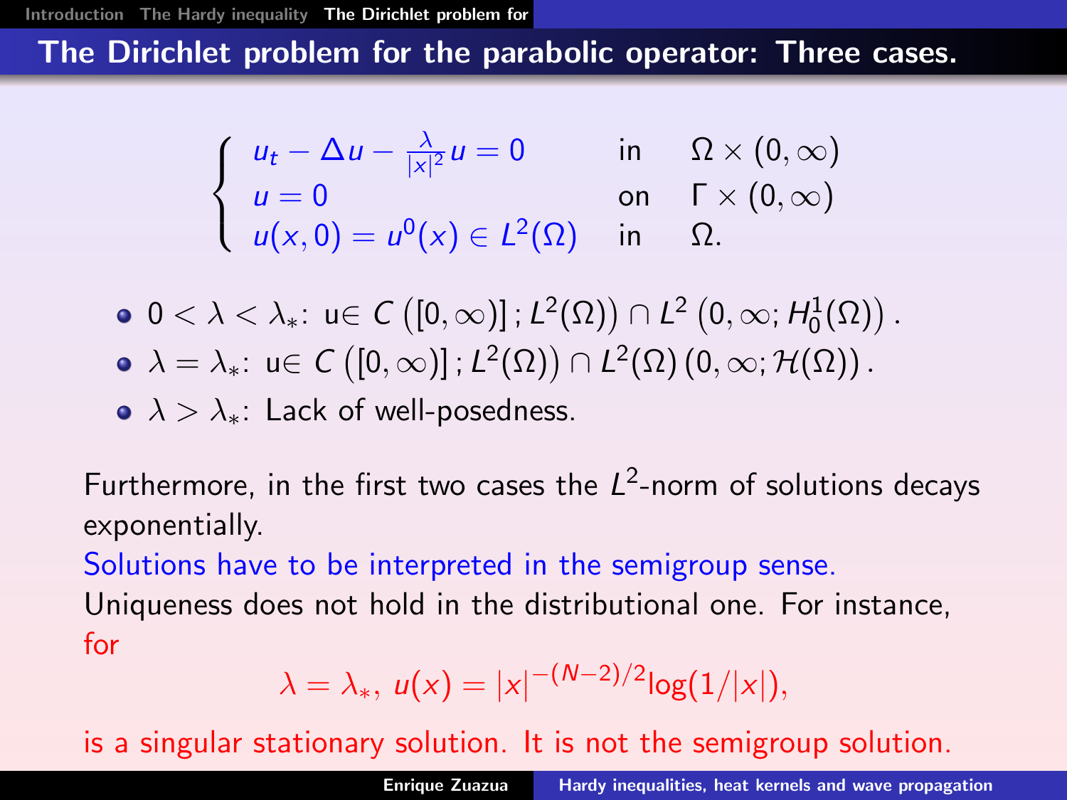## The Dirichlet problem for the parabolic operator: Three cases.

$$
\begin{cases}
u_t - \Delta u - \frac{\lambda}{|x|^2} u = 0 & \text{in} \quad \Omega \times (0, \infty) \\
u = 0 & \text{on} \quad \Gamma \times (0, \infty) \\
u(x, 0) = u^0(x) \in L^2(\Omega) & \text{in} \quad \Omega.
\end{cases}
$$

- $0 < \lambda < \lambda_*$: u$\in C\left([0, \infty)]\,; L^2(\Omega)\right) \cap L^2\left(0, \infty; H_0^1(\Omega)\right)$.
- $\lambda = \lambda_*$: u$\in C\left([0, \infty)]\,; L^2(\Omega)\right) \cap L^2(\Omega)\,(0, \infty; \mathcal{H}(\Omega))$.
- $\lambda > \lambda_*$: Lack of well-posedness.

Furthermore, in the first two cases the $L^2$-norm of solutions decays exponentially.

Solutions have to be interpreted in the semigroup sense.

Uniqueness does not hold in the distributional one. For instance, for

$$\lambda = \lambda_*, \; u(x) = |x|^{-(N-2)/2} \log(1/|x|),$$

is a singular stationary solution. It is not the semigroup solution.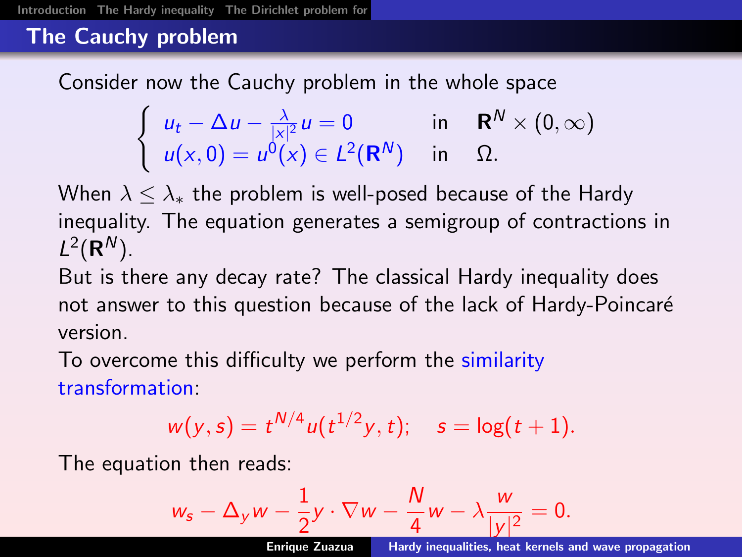## The Cauchy problem

Consider now the Cauchy problem in the whole space

$$\begin{cases} u_t - \Delta u - \frac{\lambda}{|x|^2} u = 0 & \text{in} \quad \mathbf{R}^N \times (0, \infty) \\ u(x,0) = u^0(x) \in L^2(\mathbf{R}^N) & \text{in} \quad \Omega. \end{cases}$$

When $\lambda \leq \lambda_*$ the problem is well-posed because of the Hardy inequality. The equation generates a semigroup of contractions in $L^2(\mathbf{R}^N)$.

But is there any decay rate? The classical Hardy inequality does not answer to this question because of the lack of Hardy-Poincaré version.

To overcome this difficulty we perform the similarity transformation:

$$w(y,s) = t^{N/4} u(t^{1/2} y, t); \quad s = \log(t+1).$$

The equation then reads:

$$w_s - \Delta_y w - \frac{1}{2} y \cdot \nabla w - \frac{N}{4} w - \lambda \frac{w}{|y|^2} = 0.$$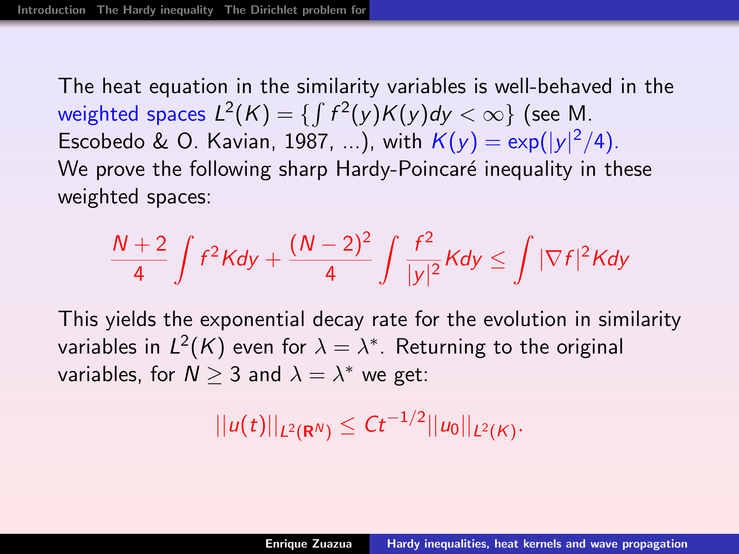The heat equation in the similarity variables is well-behaved in the weighted spaces $L^2(K) = \{\int f^2(y)K(y)dy < \infty\}$ (see M. Escobedo & O. Kavian, 1987, ...), with $K(y) = \exp(|y|^2/4)$.

We prove the following sharp Hardy-Poincaré inequality in these weighted spaces:

$$\frac{N+2}{4}\int f^2 K dy + \frac{(N-2)^2}{4}\int \frac{f^2}{|y|^2} K dy \leq \int |\nabla f|^2 K dy$$

This yields the exponential decay rate for the evolution in similarity variables in $L^2(K)$ even for $\lambda = \lambda^*$. Returning to the original variables, for $N \geq 3$ and $\lambda = \lambda^*$ we get:

$$||u(t)||_{L^2(\mathbf{R}^N)} \leq Ct^{-1/2}||u_0||_{L^2(K)}.$$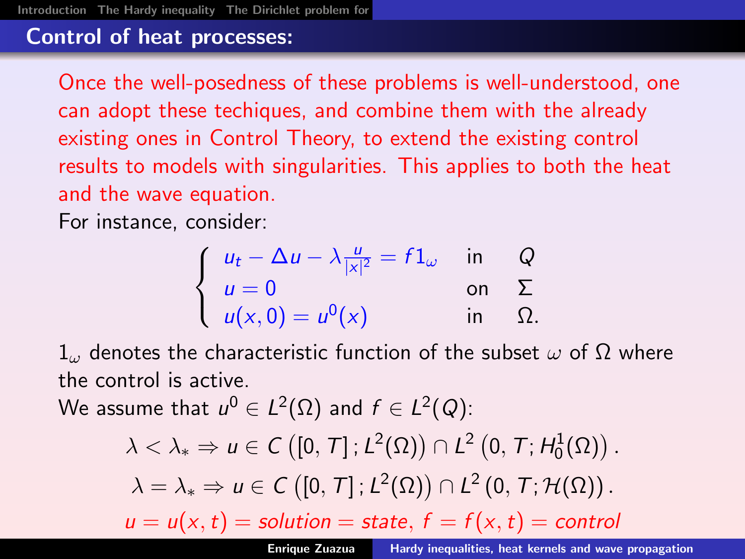## Control of heat processes:

Once the well-posedness of these problems is well-understood, one can adopt these techiques, and combine them with the already existing ones in Control Theory, to extend the existing control results to models with singularities. This applies to both the heat and the wave equation.

For instance, consider:

$$
\begin{cases}
u_t - \Delta u - \lambda \frac{u}{|x|^2} = f 1_\omega & \text{in} \quad Q \\
u = 0 & \text{on} \quad \Sigma \\
u(x,0) = u^0(x) & \text{in} \quad \Omega.
\end{cases}
$$

$1_\omega$ denotes the characteristic function of the subset $\omega$ of $\Omega$ where the control is active.

We assume that $u^0 \in L^2(\Omega)$ and $f \in L^2(Q)$:

$$
\lambda < \lambda_* \Rightarrow u \in C\left([0,T]; L^2(\Omega)\right) \cap L^2\left(0,T; H_0^1(\Omega)\right).
$$

$$
\lambda = \lambda_* \Rightarrow u \in C\left([0,T]; L^2(\Omega)\right) \cap L^2\left(0,T; \mathcal{H}(\Omega)\right).
$$

$u = u(x,t) = \textit{solution} = \textit{state}, \ f = f(x,t) = \textit{control}$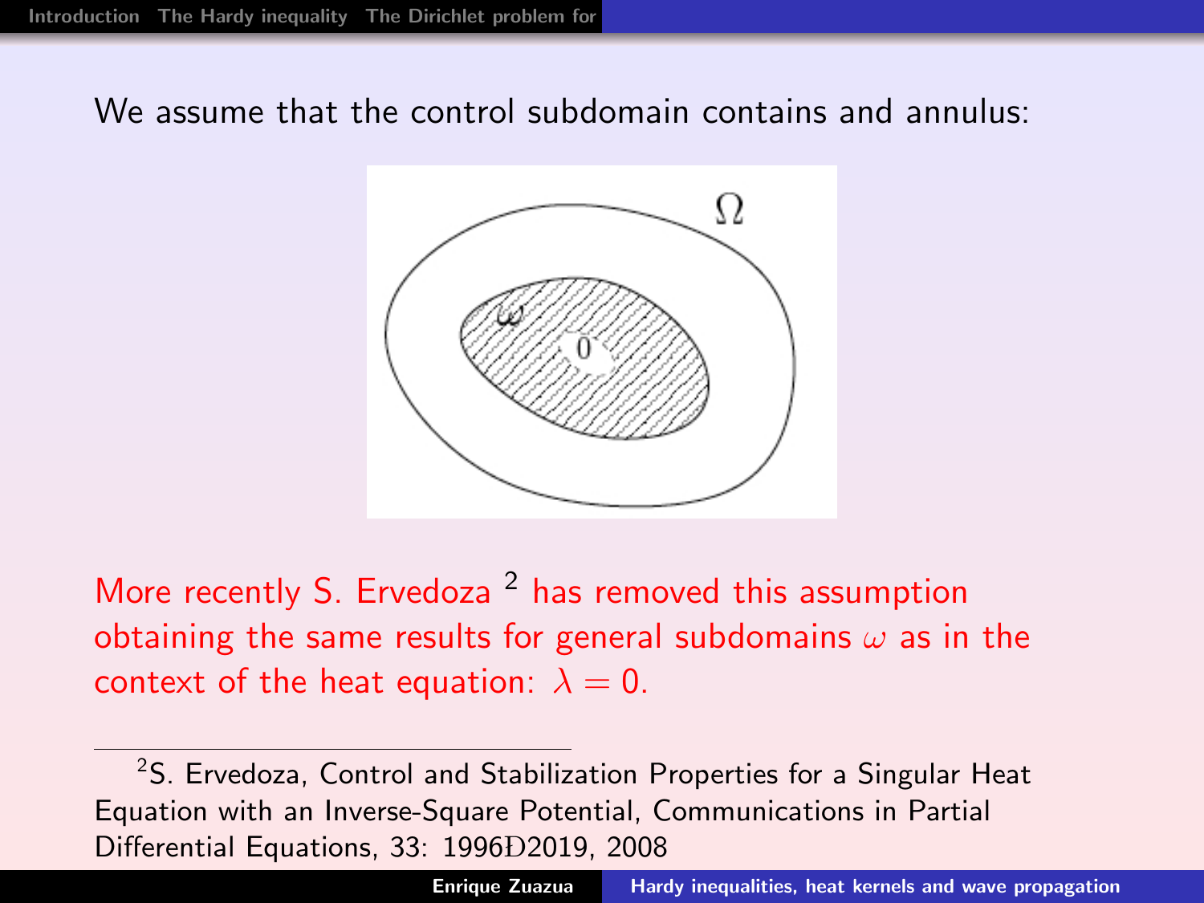We assume that the control subdomain contains and annulus:

More recently S. Ervedoza [2] has removed this assumption obtaining the same results for general subdomains $\omega$ as in the context of the heat equation: $\lambda = 0$.

[2] S. Ervedoza, Control and Stabilization Properties for a Singular Heat Equation with an Inverse-Square Potential, Communications in Partial Differential Equations, 33: 1996Ð2019, 2008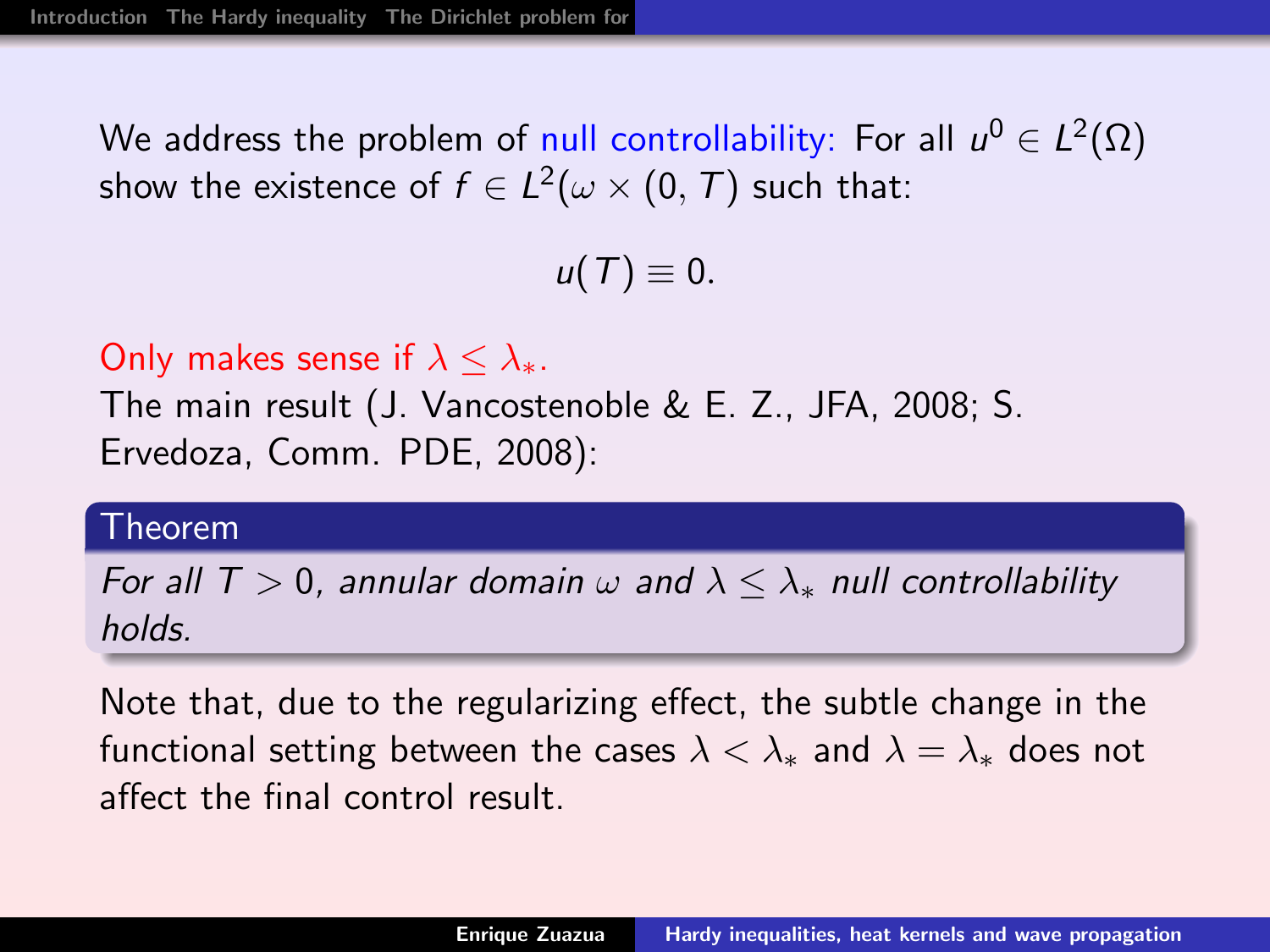We address the problem of null controllability: For all $u^0 \in L^2(\Omega)$ show the existence of $f \in L^2(\omega \times (0, T)$ such that:

$$u(T) \equiv 0.$$

Only makes sense if $\lambda \leq \lambda_*$.

The main result (J. Vancostenoble & E. Z., JFA, 2008; S. Ervedoza, Comm. PDE, 2008):

**Theorem**

*For all $T > 0$, annular domain $\omega$ and $\lambda \leq \lambda_*$ null controllability holds.*

Note that, due to the regularizing effect, the subtle change in the functional setting between the cases $\lambda < \lambda_*$ and $\lambda = \lambda_*$ does not affect the final control result.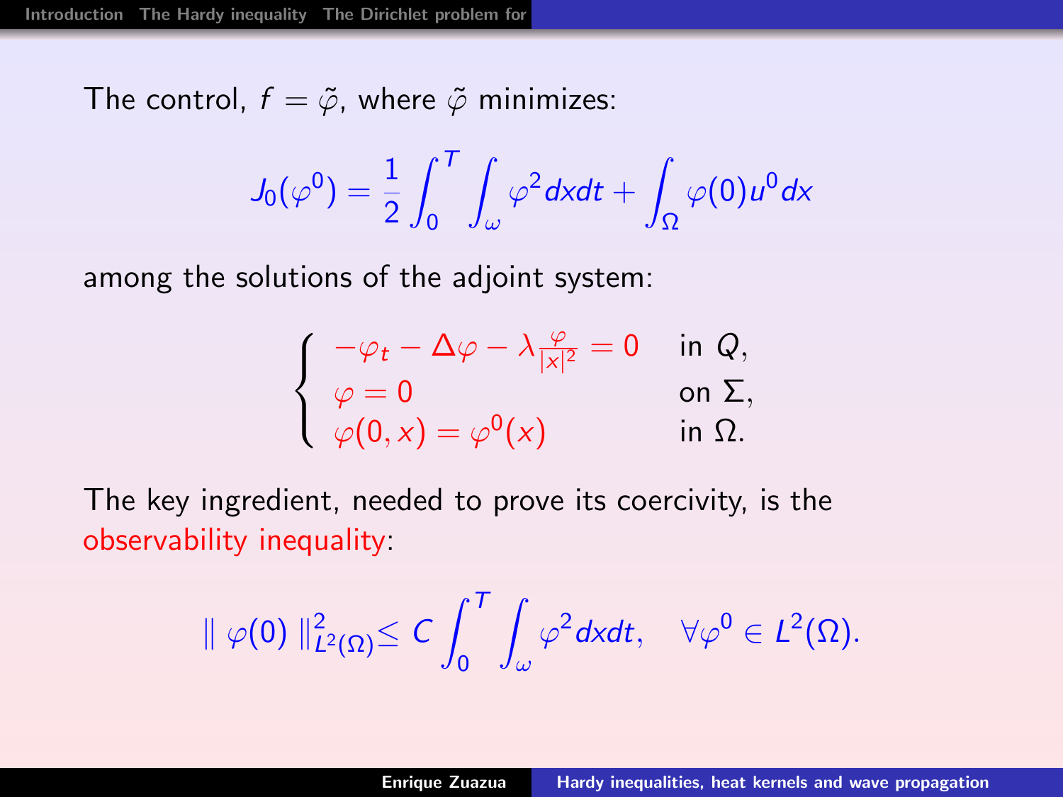The control, $f = \tilde{\varphi}$, where $\tilde{\varphi}$ minimizes:

$$J_0(\varphi^0) = \frac{1}{2} \int_0^T \int_\omega \varphi^2 dxdt + \int_\Omega \varphi(0) u^0 dx$$

among the solutions of the adjoint system:

$$\begin{cases} -\varphi_t - \Delta\varphi - \lambda \frac{\varphi}{|x|^2} = 0 & \text{in } Q, \\ \varphi = 0 & \text{on } \Sigma, \\ \varphi(0, x) = \varphi^0(x) & \text{in } \Omega. \end{cases}$$

The key ingredient, needed to prove its coercivity, is the observability inequality:

$$\| \varphi(0) \|_{L^2(\Omega)}^2 \leq C \int_0^T \int_\omega \varphi^2 dxdt, \quad \forall \varphi^0 \in L^2(\Omega).$$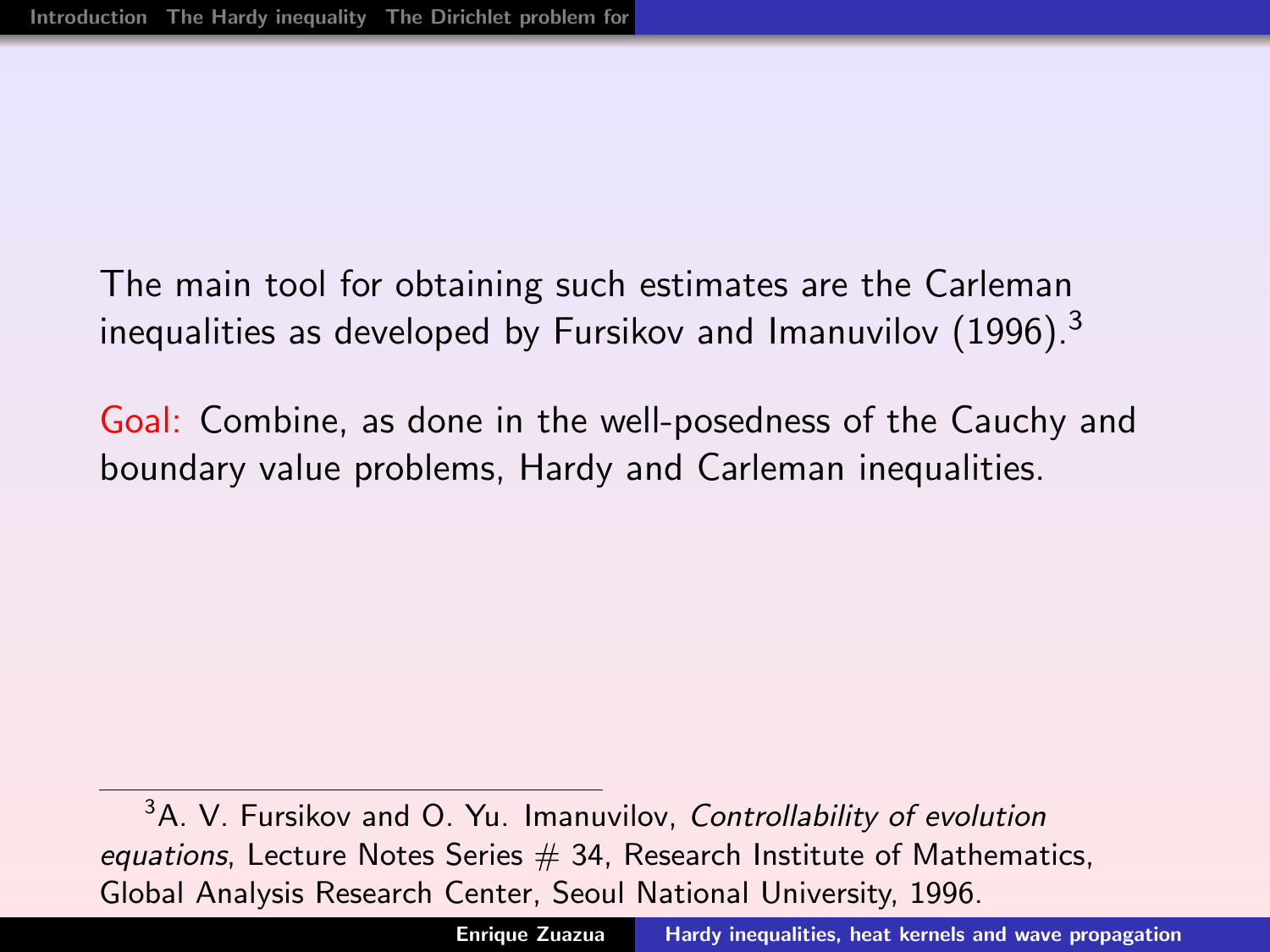The main tool for obtaining such estimates are the Carleman inequalities as developed by Fursikov and Imanuvilov (1996).[3]

Goal: Combine, as done in the well-posedness of the Cauchy and boundary value problems, Hardy and Carleman inequalities.

[3] A. V. Fursikov and O. Yu. Imanuvilov, *Controllability of evolution equations*, Lecture Notes Series # 34, Research Institute of Mathematics, Global Analysis Research Center, Seoul National University, 1996.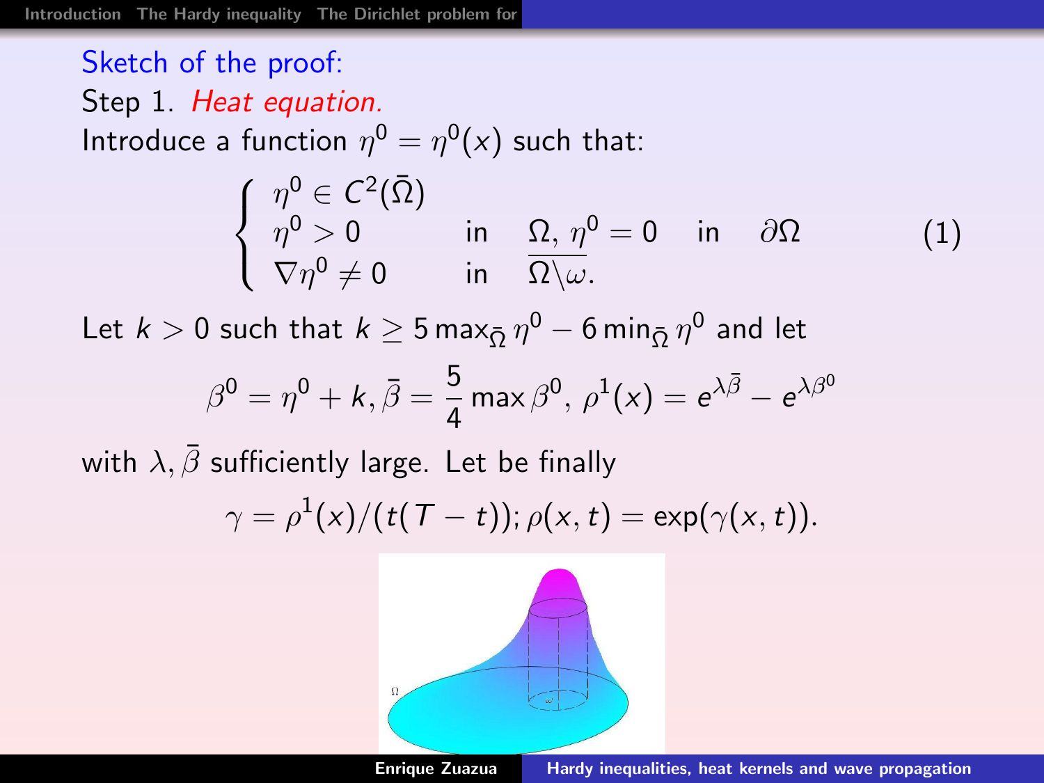Sketch of the proof:

Step 1. *Heat equation.*

Introduce a function $\eta^0 = \eta^0(x)$ such that:

$$\begin{cases} \eta^0 \in C^2(\bar{\Omega}) & \\ \eta^0 > 0 \quad \text{in} \quad \Omega, \ \eta^0 = 0 \quad \text{in} \quad \partial\Omega & \\ \nabla \eta^0 \neq 0 \quad \text{in} \quad \overline{\Omega \backslash \omega}. & \end{cases} \tag{1}$$

Let $k > 0$ such that $k \geq 5 \max_{\bar{\Omega}} \eta^0 - 6 \min_{\bar{\Omega}} \eta^0$ and let

$$\beta^0 = \eta^0 + k, \bar{\beta} = \frac{5}{4} \max \beta^0, \ \rho^1(x) = e^{\lambda \bar{\beta}} - e^{\lambda \beta^0}$$

with $\lambda, \bar{\beta}$ sufficiently large. Let be finally

$$\gamma = \rho^1(x)/(t(T-t)); \rho(x,t) = \exp(\gamma(x,t)).$$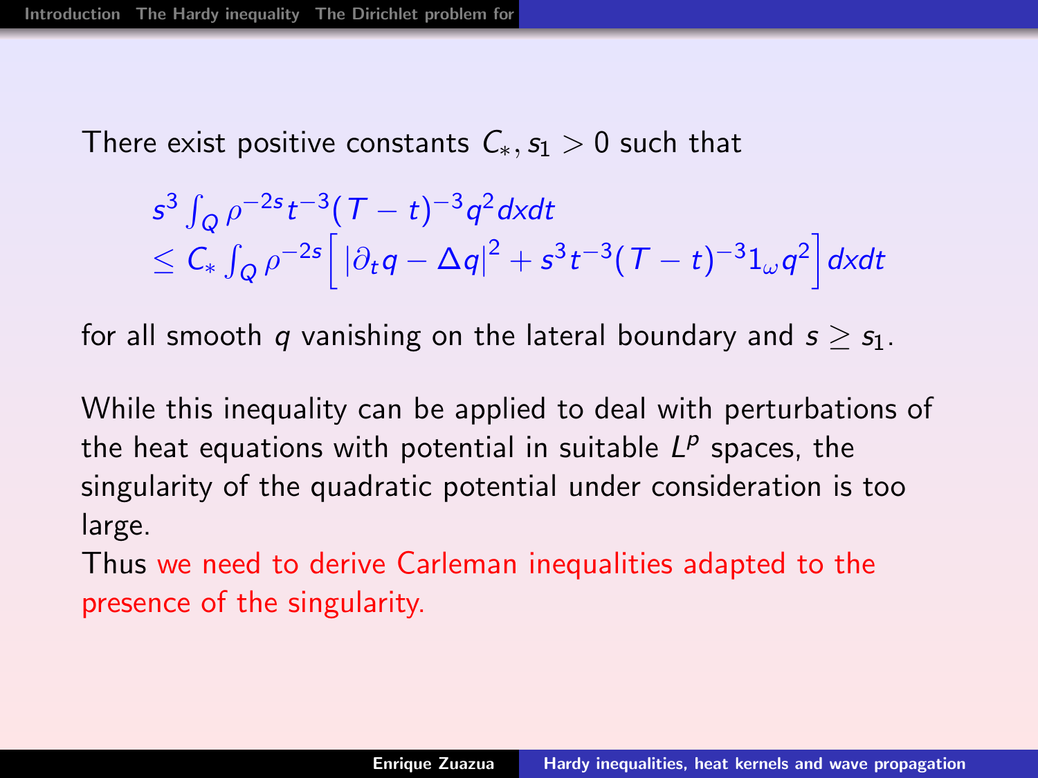There exist positive constants $C_*, s_1 > 0$ such that

$$
\begin{aligned}
& s^3 \int_Q \rho^{-2s} t^{-3}(T-t)^{-3} q^2 \, dxdt \\
& \leq C_* \int_Q \rho^{-2s} \Big[ |\partial_t q - \Delta q|^2 + s^3 t^{-3}(T-t)^{-3} 1_\omega q^2 \Big] dxdt
\end{aligned}
$$

for all smooth $q$ vanishing on the lateral boundary and $s \geq s_1$.

While this inequality can be applied to deal with perturbations of the heat equations with potential in suitable $L^p$ spaces, the singularity of the quadratic potential under consideration is too large.

Thus we need to derive Carleman inequalities adapted to the presence of the singularity.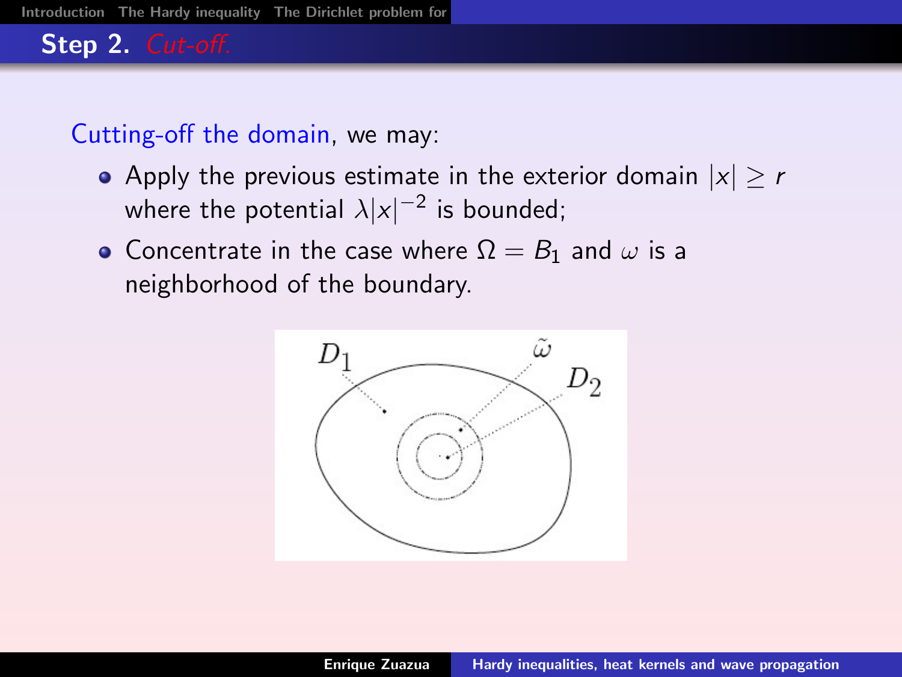## Step 2. *Cut-off.*

Cutting-off the domain, we may:

- Apply the previous estimate in the exterior domain $|x| \geq r$ where the potential $\lambda |x|^{-2}$ is bounded;
- Concentrate in the case where $\Omega = B_1$ and $\omega$ is a neighborhood of the boundary.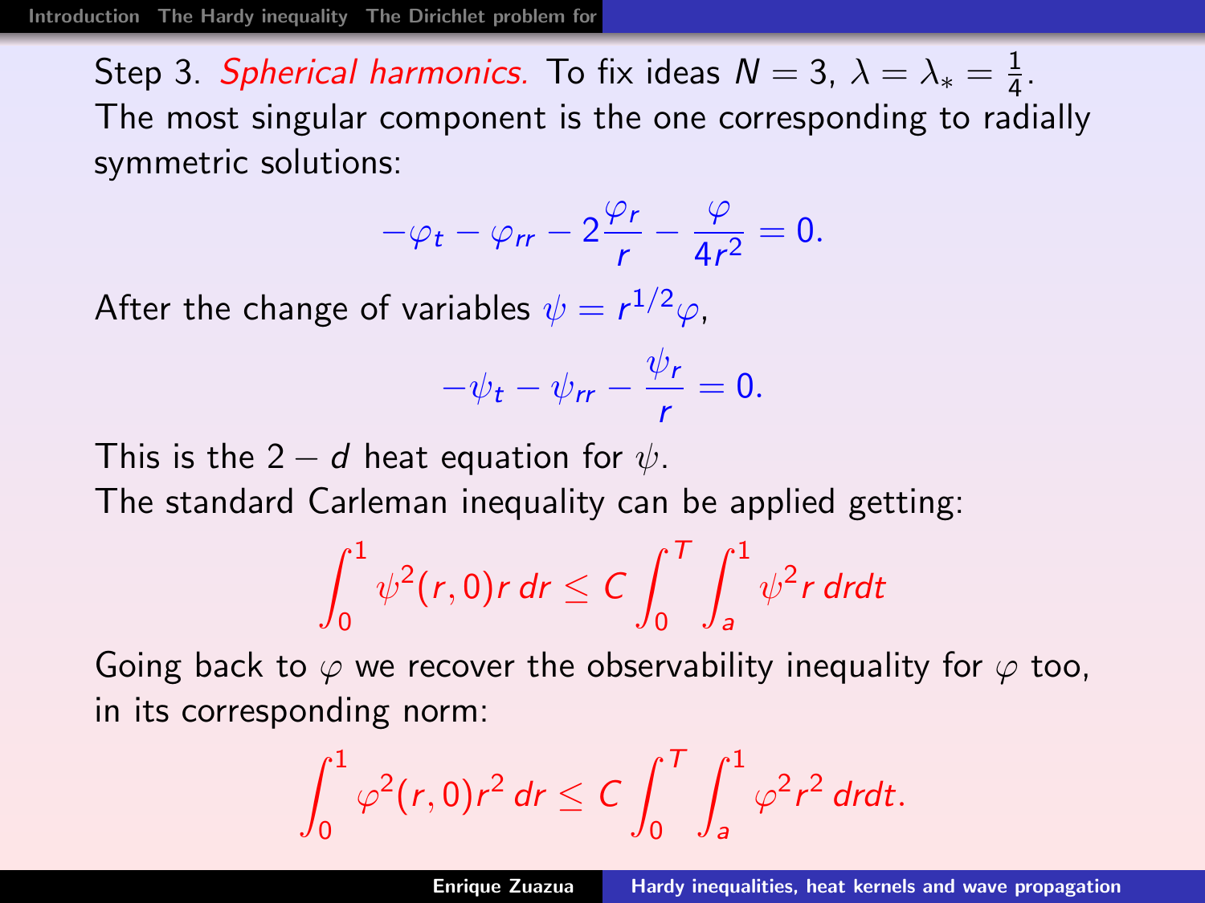Step 3. *Spherical harmonics.* To fix ideas $N = 3$, $\lambda = \lambda_* = \frac{1}{4}$.
The most singular component is the one corresponding to radially symmetric solutions:

$$-\varphi_t - \varphi_{rr} - 2\frac{\varphi_r}{r} - \frac{\varphi}{4r^2} = 0.$$

After the change of variables $\psi = r^{1/2}\varphi$,

$$-\psi_t - \psi_{rr} - \frac{\psi_r}{r} = 0.$$

This is the $2 - d$ heat equation for $\psi$.
The standard Carleman inequality can be applied getting:

$$\int_0^1 \psi^2(r,0) r \, dr \leq C \int_0^T \int_a^1 \psi^2 r \, dr dt$$

Going back to $\varphi$ we recover the observability inequality for $\varphi$ too, in its corresponding norm:

$$\int_0^1 \varphi^2(r,0) r^2 \, dr \leq C \int_0^T \int_a^1 \varphi^2 r^2 \, dr dt.$$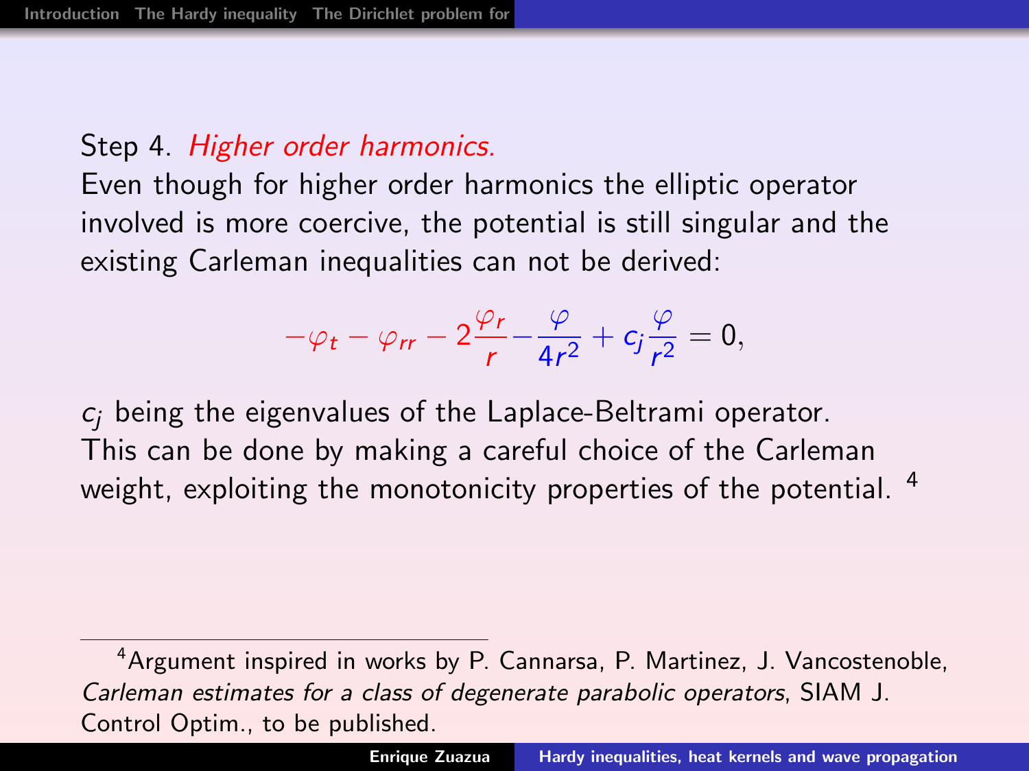Step 4. *Higher order harmonics.*

Even though for higher order harmonics the elliptic operator involved is more coercive, the potential is still singular and the existing Carleman inequalities can not be derived:

$$-\varphi_t - \varphi_{rr} - 2\frac{\varphi_r}{r} - \frac{\varphi}{4r^2} + c_j \frac{\varphi}{r^2} = 0,$$

$c_j$ being the eigenvalues of the Laplace-Beltrami operator. This can be done by making a careful choice of the Carleman weight, exploiting the monotonicity properties of the potential. [4]

[4] Argument inspired in works by P. Cannarsa, P. Martinez, J. Vancostenoble, *Carleman estimates for a class of degenerate parabolic operators*, SIAM J. Control Optim., to be published.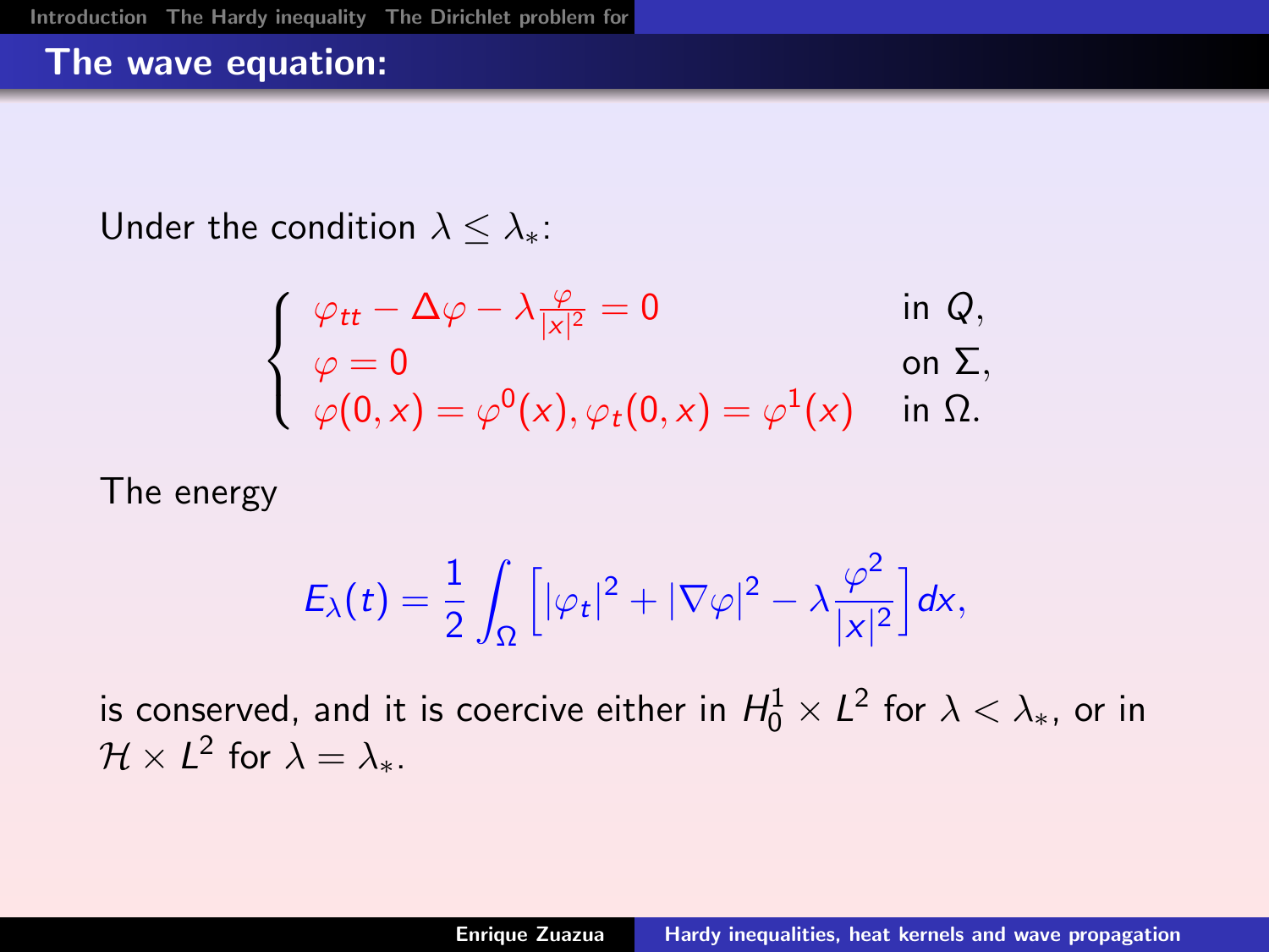## The wave equation:

Under the condition $\lambda \leq \lambda_*$:

$$
\begin{cases}
\varphi_{tt} - \Delta\varphi - \lambda \frac{\varphi}{|x|^2} = 0 & \text{in } Q, \\
\varphi = 0 & \text{on } \Sigma, \\
\varphi(0,x) = \varphi^0(x), \varphi_t(0,x) = \varphi^1(x) & \text{in } \Omega.
\end{cases}
$$

The energy

$$
E_\lambda(t) = \frac{1}{2} \int_\Omega \left[ |\varphi_t|^2 + |\nabla\varphi|^2 - \lambda \frac{\varphi^2}{|x|^2} \right] dx,
$$

is conserved, and it is coercive either in $H_0^1 \times L^2$ for $\lambda < \lambda_*$, or in $\mathcal{H} \times L^2$ for $\lambda = \lambda_*$.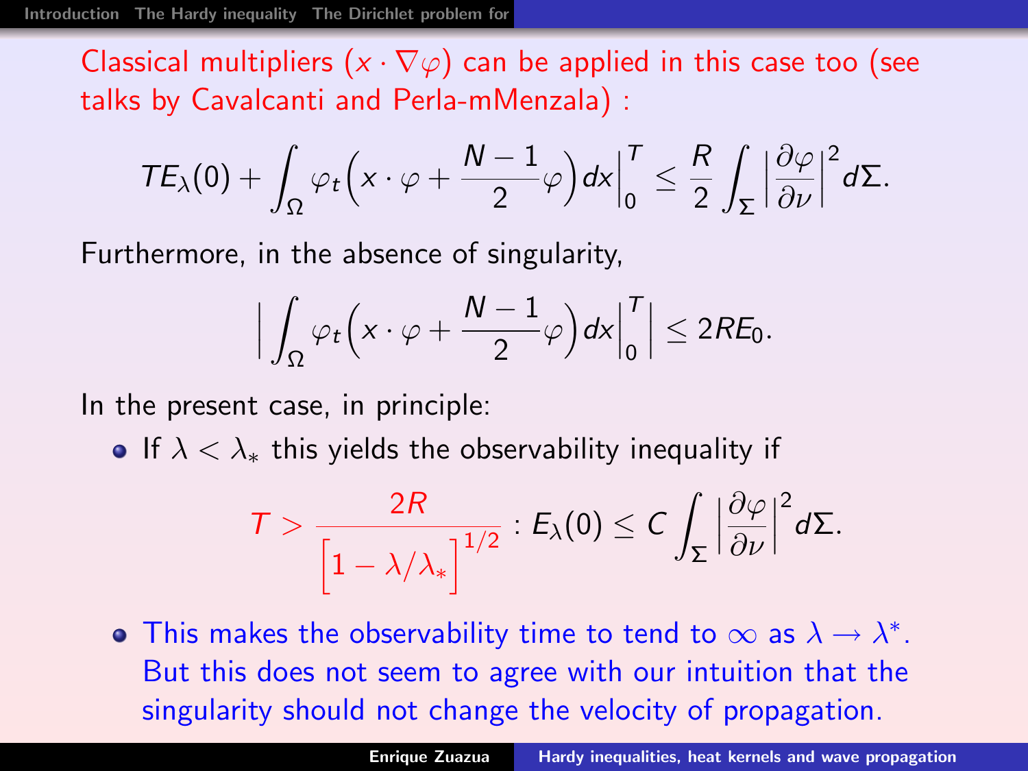Classical multipliers $(x \cdot \nabla\varphi)$ can be applied in this case too (see talks by Cavalcanti and Perla-mMenzala) :

$$TE_\lambda(0) + \int_\Omega \varphi_t \Big( x \cdot \varphi + \frac{N-1}{2}\varphi \Big) dx \Big|_0^T \leq \frac{R}{2} \int_\Sigma \Big| \frac{\partial \varphi}{\partial \nu} \Big|^2 d\Sigma.$$

Furthermore, in the absence of singularity,

$$\Big| \int_\Omega \varphi_t \Big( x \cdot \varphi + \frac{N-1}{2}\varphi \Big) dx \Big|_0^T \Big| \leq 2RE_0.$$

In the present case, in principle:

- If $\lambda < \lambda_*$ this yields the observability inequality if

$$T > \frac{2R}{\Big[1 - \lambda/\lambda_*\Big]^{1/2}} : E_\lambda(0) \leq C \int_\Sigma \Big| \frac{\partial \varphi}{\partial \nu} \Big|^2 d\Sigma.$$

- This makes the observability time to tend to $\infty$ as $\lambda \to \lambda^*$. But this does not seem to agree with our intuition that the singularity should not change the velocity of propagation.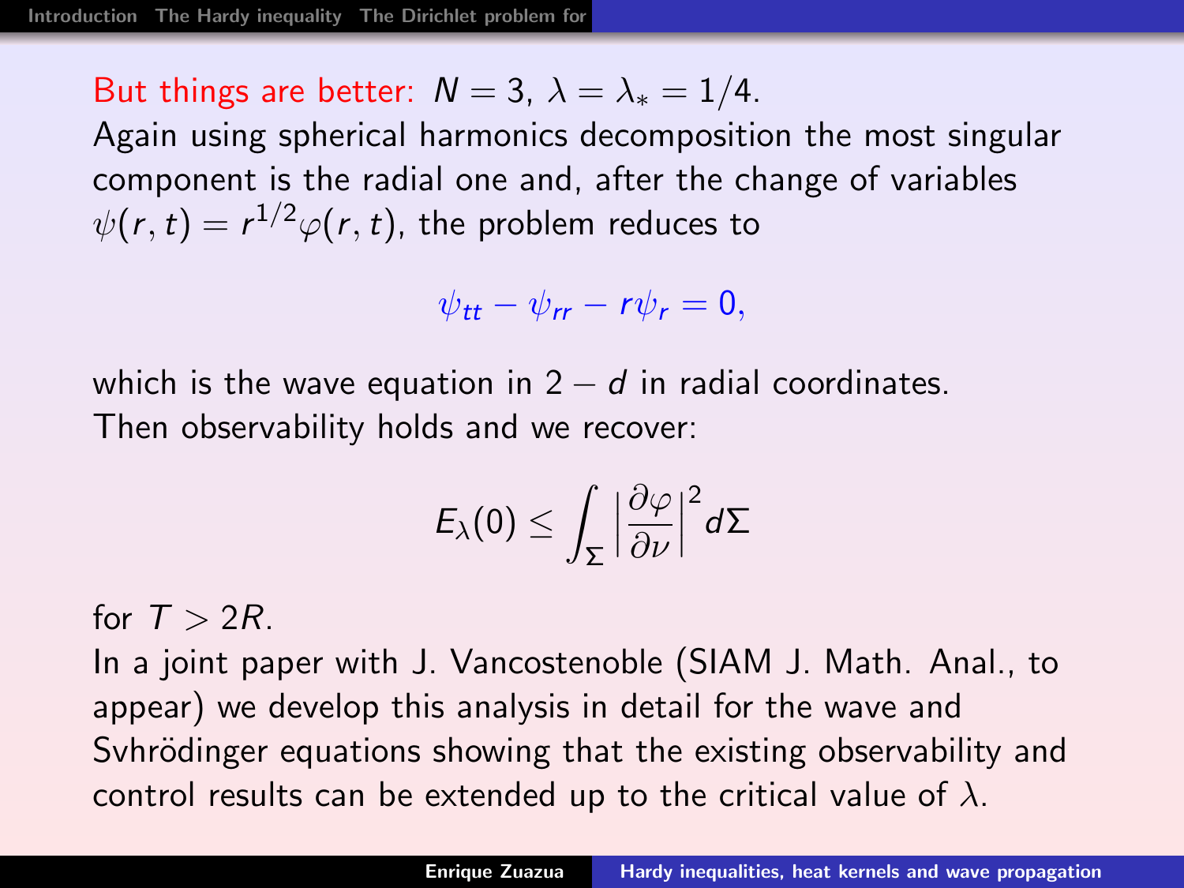But things are better: $N = 3$, $\lambda = \lambda_* = 1/4$.

Again using spherical harmonics decomposition the most singular component is the radial one and, after the change of variables $\psi(r, t) = r^{1/2}\varphi(r, t)$, the problem reduces to

$$\psi_{tt} - \psi_{rr} - r\psi_r = 0,$$

which is the wave equation in $2 - d$ in radial coordinates.

Then observability holds and we recover:

$$E_\lambda(0) \leq \int_\Sigma \left|\frac{\partial \varphi}{\partial \nu}\right|^2 d\Sigma$$

for $T > 2R$.

In a joint paper with J. Vancostenoble (SIAM J. Math. Anal., to appear) we develop this analysis in detail for the wave and Svhrödinger equations showing that the existing observability and control results can be extended up to the critical value of $\lambda$.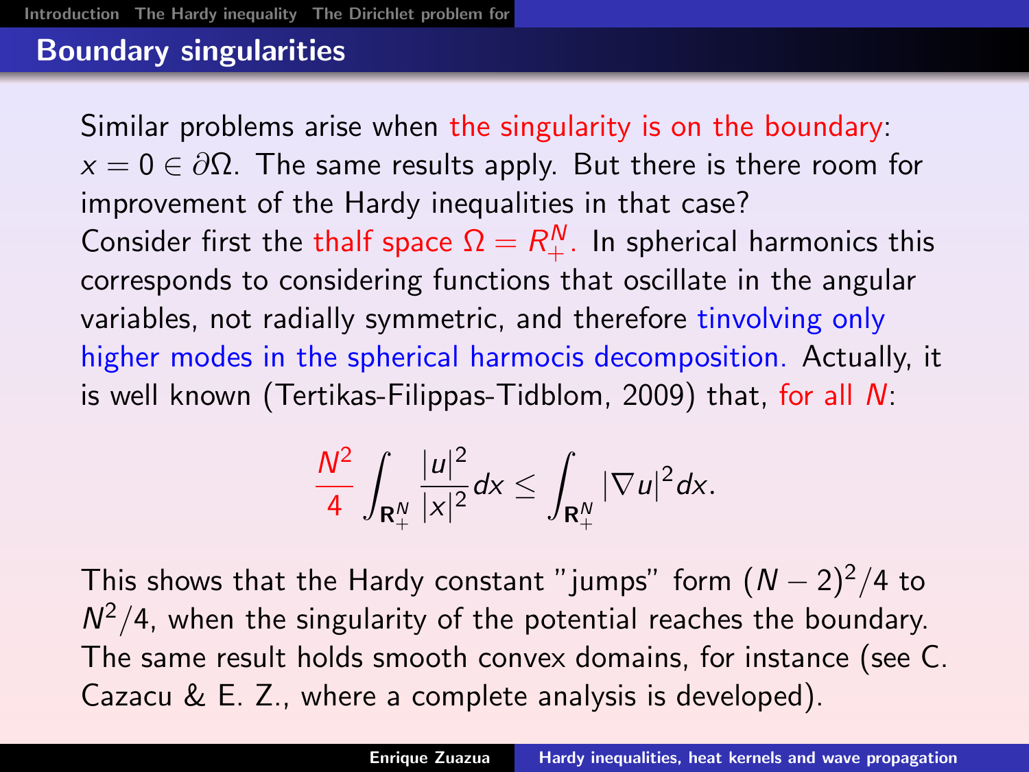## Boundary singularities

Similar problems arise when the singularity is on the boundary: $x = 0 \in \partial\Omega$. The same results apply. But there is there room for improvement of the Hardy inequalities in that case?

Consider first the thalf space $\Omega = R^N_+$. In spherical harmonics this corresponds to considering functions that oscillate in the angular variables, not radially symmetric, and therefore tinvolving only higher modes in the spherical harmocis decomposition. Actually, it is well known (Tertikas-Filippas-Tidblom, 2009) that, for all $N$:

$$\frac{N^2}{4} \int_{\mathbf{R}^N_+} \frac{|u|^2}{|x|^2} dx \leq \int_{\mathbf{R}^N_+} |\nabla u|^2 dx.$$

This shows that the Hardy constant "jumps" form $(N-2)^2/4$ to $N^2/4$, when the singularity of the potential reaches the boundary. The same result holds smooth convex domains, for instance (see C. Cazacu & E. Z., where a complete analysis is developed).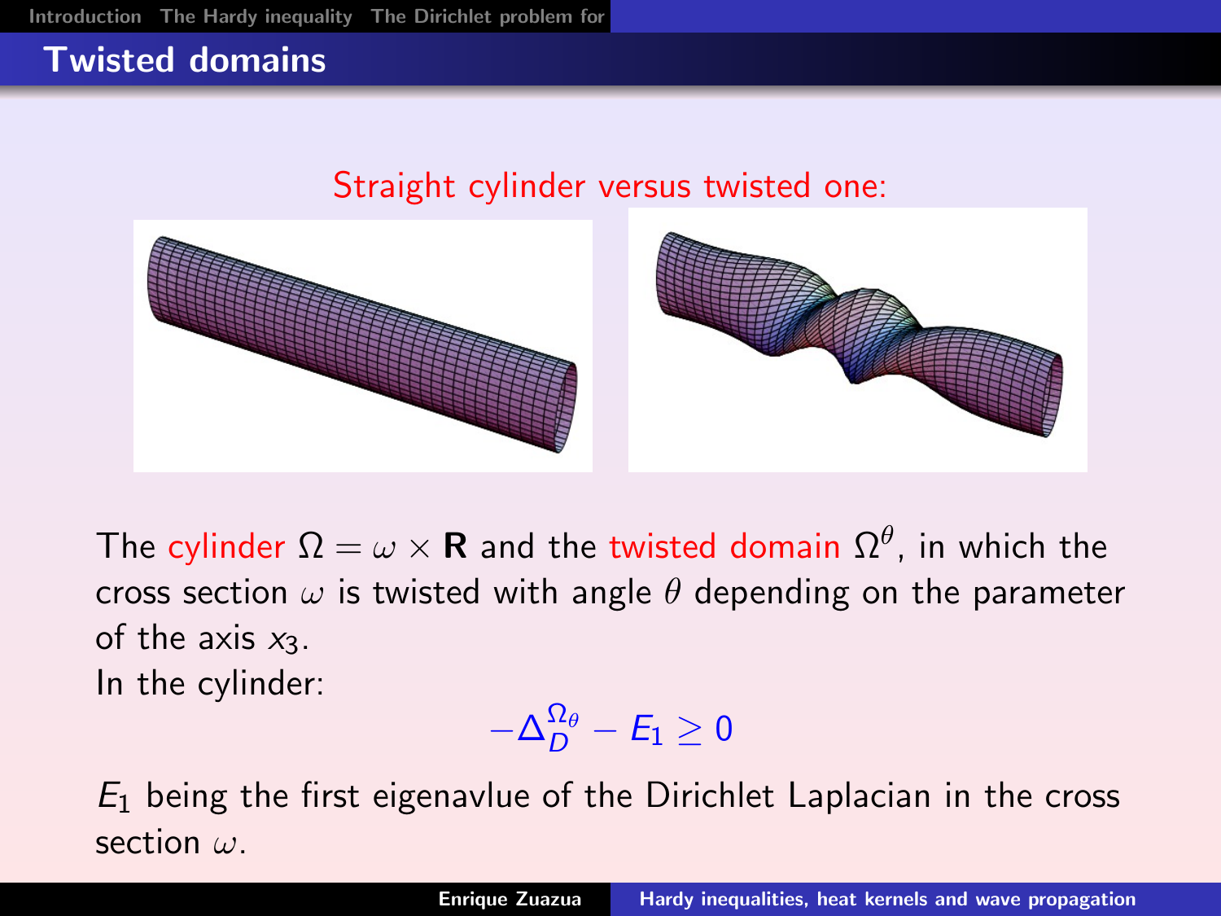# Twisted domains

Straight cylinder versus twisted one:

The cylinder $\Omega = \omega \times \mathbf{R}$ and the twisted domain $\Omega^{\theta}$, in which the cross section $\omega$ is twisted with angle $\theta$ depending on the parameter of the axis $x_3$.

In the cylinder:

$$-\Delta_D^{\Omega_\theta} - E_1 \geq 0$$

$E_1$ being the first eigenavlue of the Dirichlet Laplacian in the cross section $\omega$.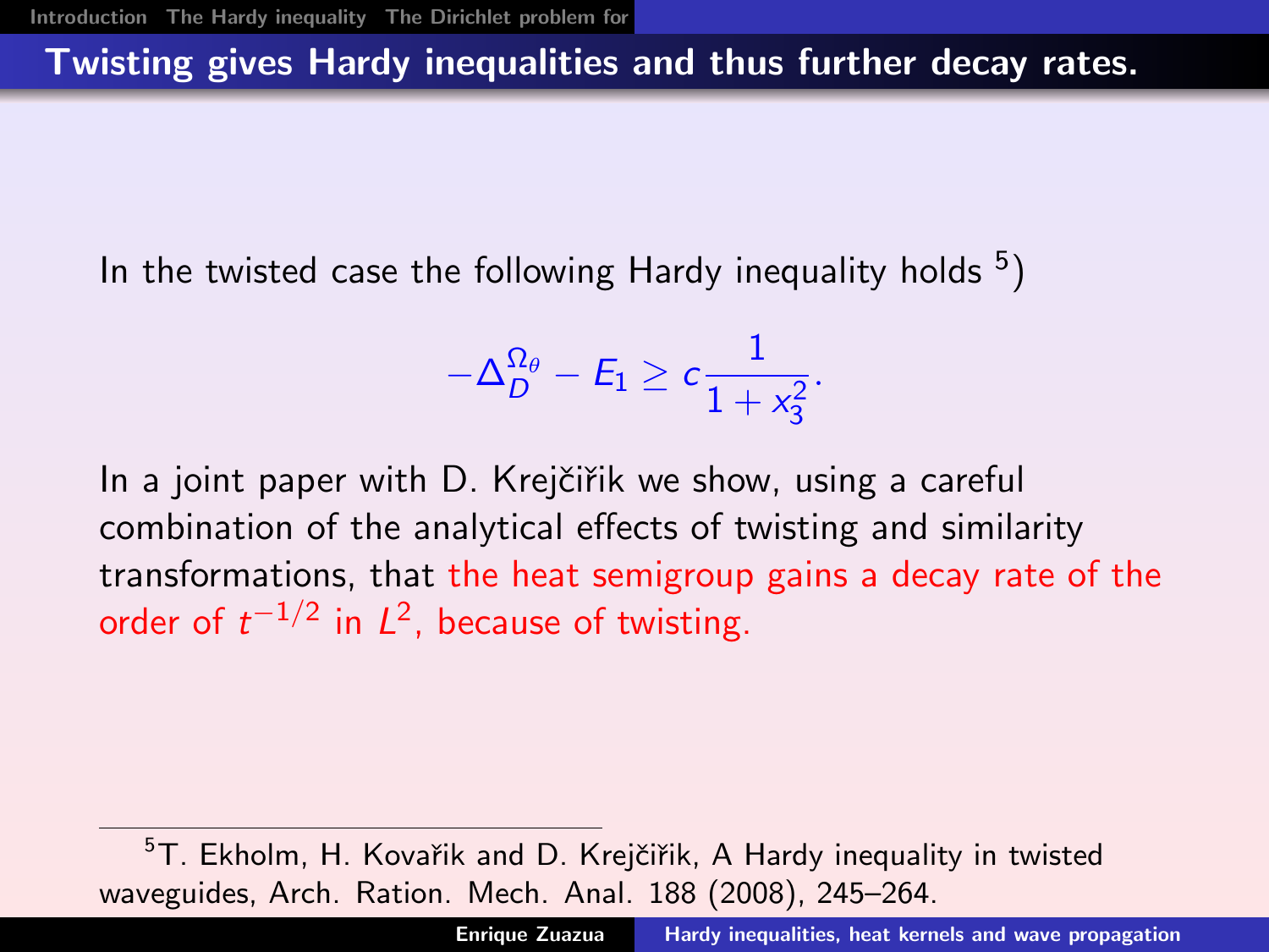## Twisting gives Hardy inequalities and thus further decay rates.

In the twisted case the following Hardy inequality holds [5])

$$-\Delta_D^{\Omega_\theta} - E_1 \geq c\frac{1}{1+x_3^2}.$$

In a joint paper with D. Krejčiřík we show, using a careful combination of the analytical effects of twisting and similarity transformations, that the heat semigroup gains a decay rate of the order of $t^{-1/2}$ in $L^2$, because of twisting.

[5] T. Ekholm, H. Kovařik and D. Krejčiřík, A Hardy inequality in twisted waveguides, Arch. Ration. Mech. Anal. 188 (2008), 245–264.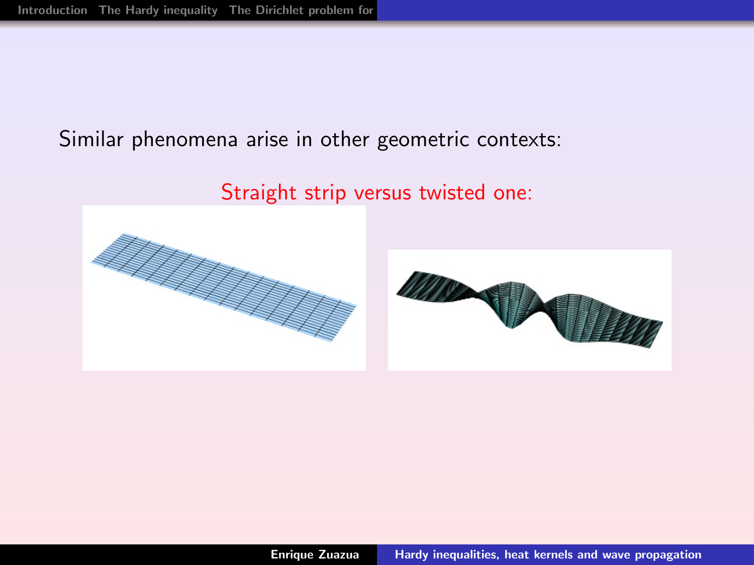Similar phenomena arise in other geometric contexts:

Straight strip versus twisted one: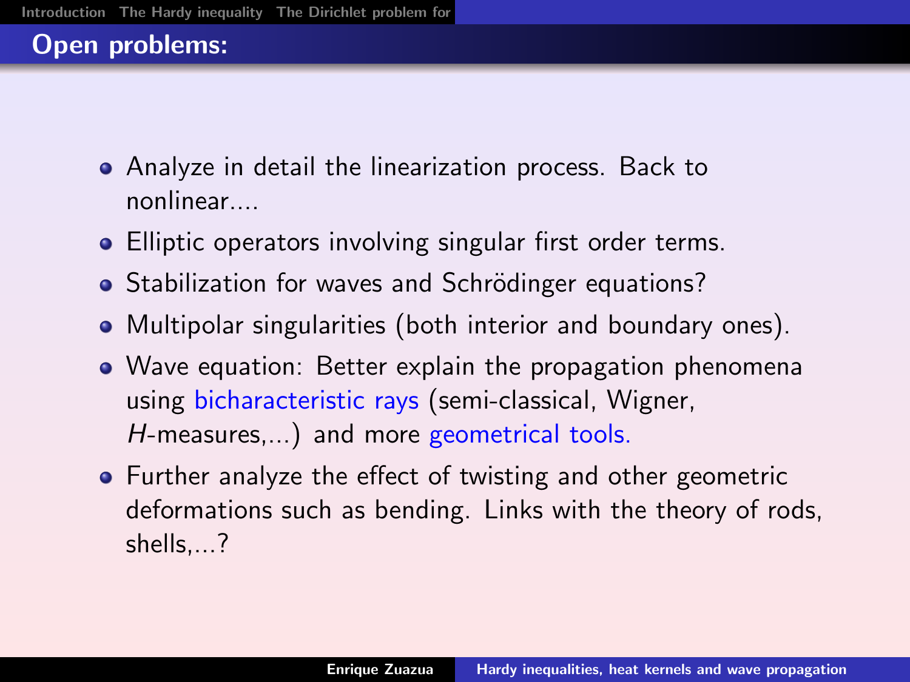## Open problems:

- Analyze in detail the linearization process. Back to nonlinear....
- Elliptic operators involving singular first order terms.
- Stabilization for waves and Schrödinger equations?
- Multipolar singularities (both interior and boundary ones).
- Wave equation: Better explain the propagation phenomena using bicharacteristic rays (semi-classical, Wigner, $H$-measures,...) and more geometrical tools.
- Further analyze the effect of twisting and other geometric deformations such as bending. Links with the theory of rods, shells,...?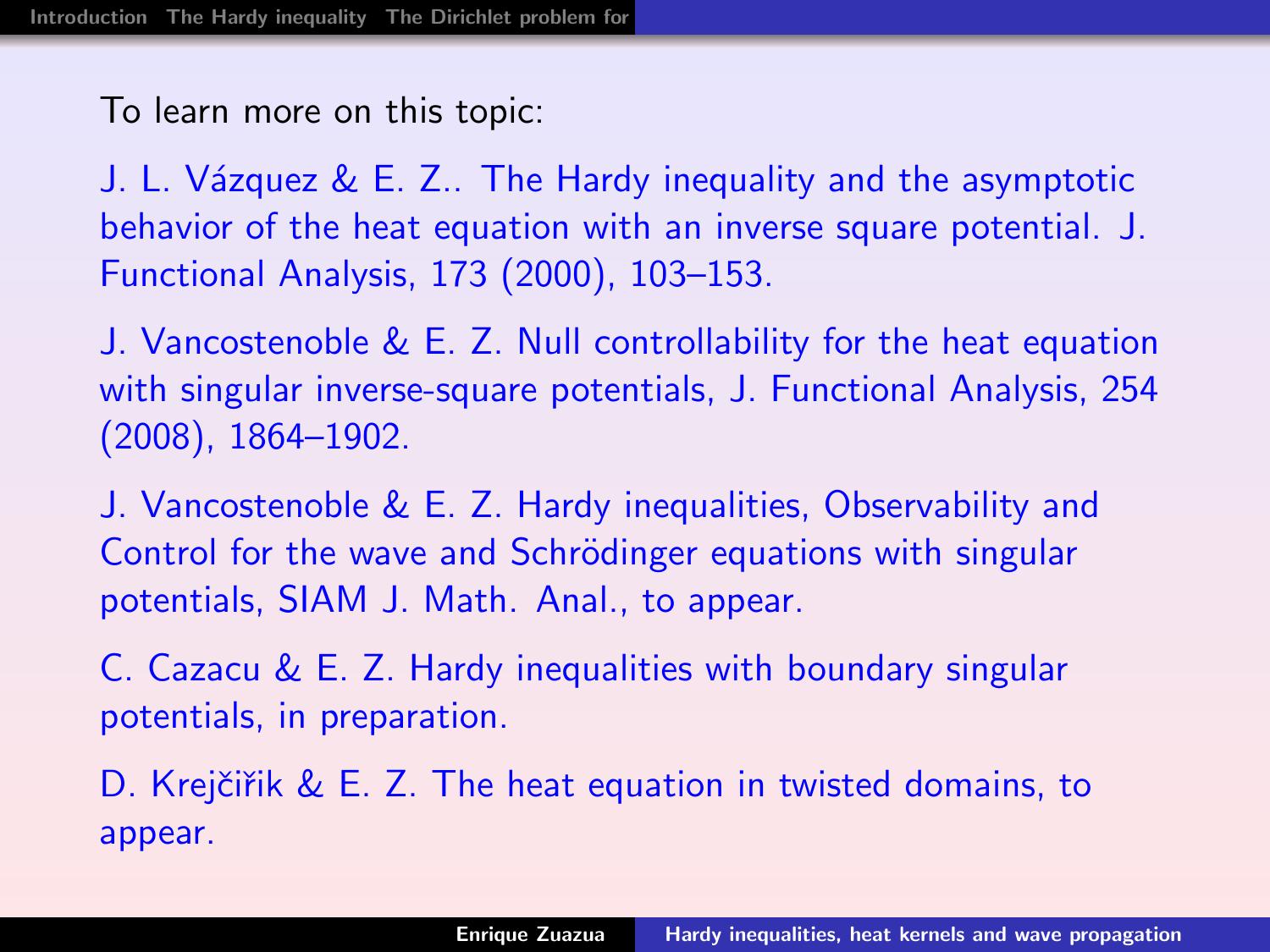To learn more on this topic:

J. L. Vázquez & E. Z.. The Hardy inequality and the asymptotic behavior of the heat equation with an inverse square potential. J. Functional Analysis, 173 (2000), 103–153.

J. Vancostenoble & E. Z. Null controllability for the heat equation with singular inverse-square potentials, J. Functional Analysis, 254 (2008), 1864–1902.

J. Vancostenoble & E. Z. Hardy inequalities, Observability and Control for the wave and Schrödinger equations with singular potentials, SIAM J. Math. Anal., to appear.

C. Cazacu & E. Z. Hardy inequalities with boundary singular potentials, in preparation.

D. Krejčiřik & E. Z. The heat equation in twisted domains, to appear.